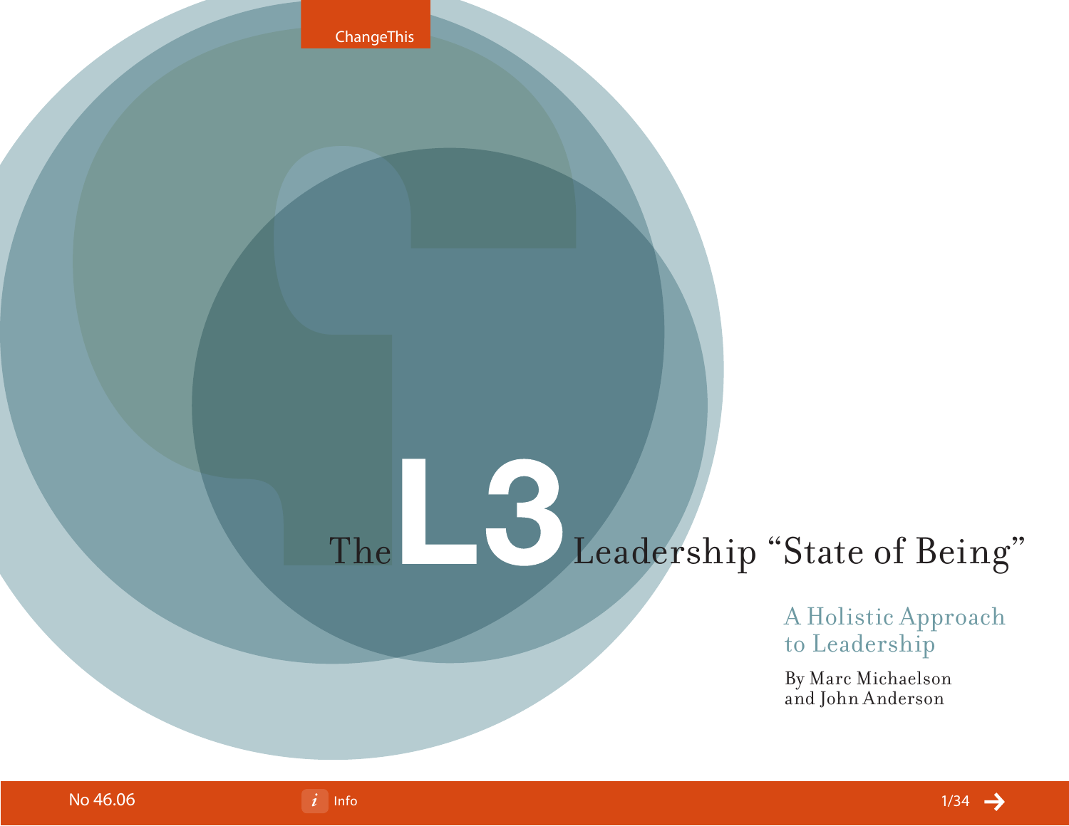ChangeThis

# The L3 Leadership "State of Being"

## A Holistic Approach to Leadership

By Marc Michaelson and John Anderson

No 46.06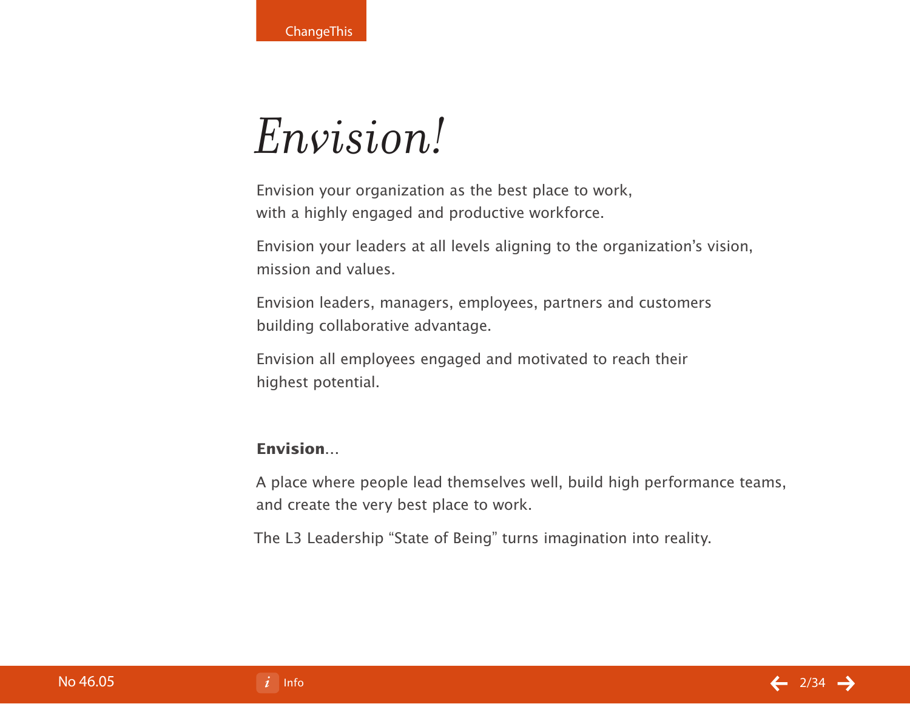# *Envision!*

Envision your organization as the best place to work, with a highly engaged and productive workforce.

Envision your leaders at all levels aligning to the organization's vision, mission and values.

Envision leaders, managers, employees, partners and customers building collaborative advantage.

Envision all employees engaged and motivated to reach their highest potential.

**Envision**...

A place where people lead themselves well, build high performance teams, and create the very best place to work.

The L3 Leadership "State of Being" turns imagination into reality.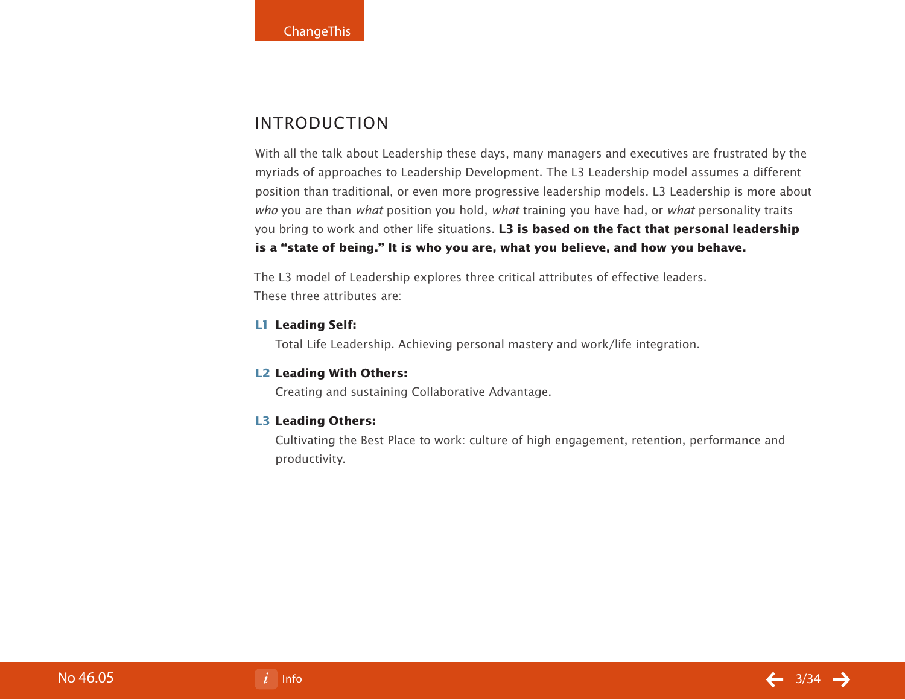## INTRODUCTION

With all the talk about Leadership these days, many managers and executives are frustrated by the myriads of approaches to Leadership Development. The L3 Leadership model assumes a different position than traditional, or even more progressive leadership models. L3 Leadership is more about *who* you are than *what* position you hold, *what* training you have had, or *what* personality traits you bring to work and other life situations. **L3 is based on the fact that personal leadership is a "state of being." It is who you are, what you believe, and how you behave.**

The L3 model of Leadership explores three critical attributes of effective leaders. These three attributes are:

**L1 Leading Self:**
Total Life Leadership. Achieving personal mastery and work/life integration.

**L2 Leading With Others:**
Creating and sustaining Collaborative Advantage.

**L3 Leading Others:**
Cultivating the Best Place to work: culture of high engagement, retention, performance and productivity.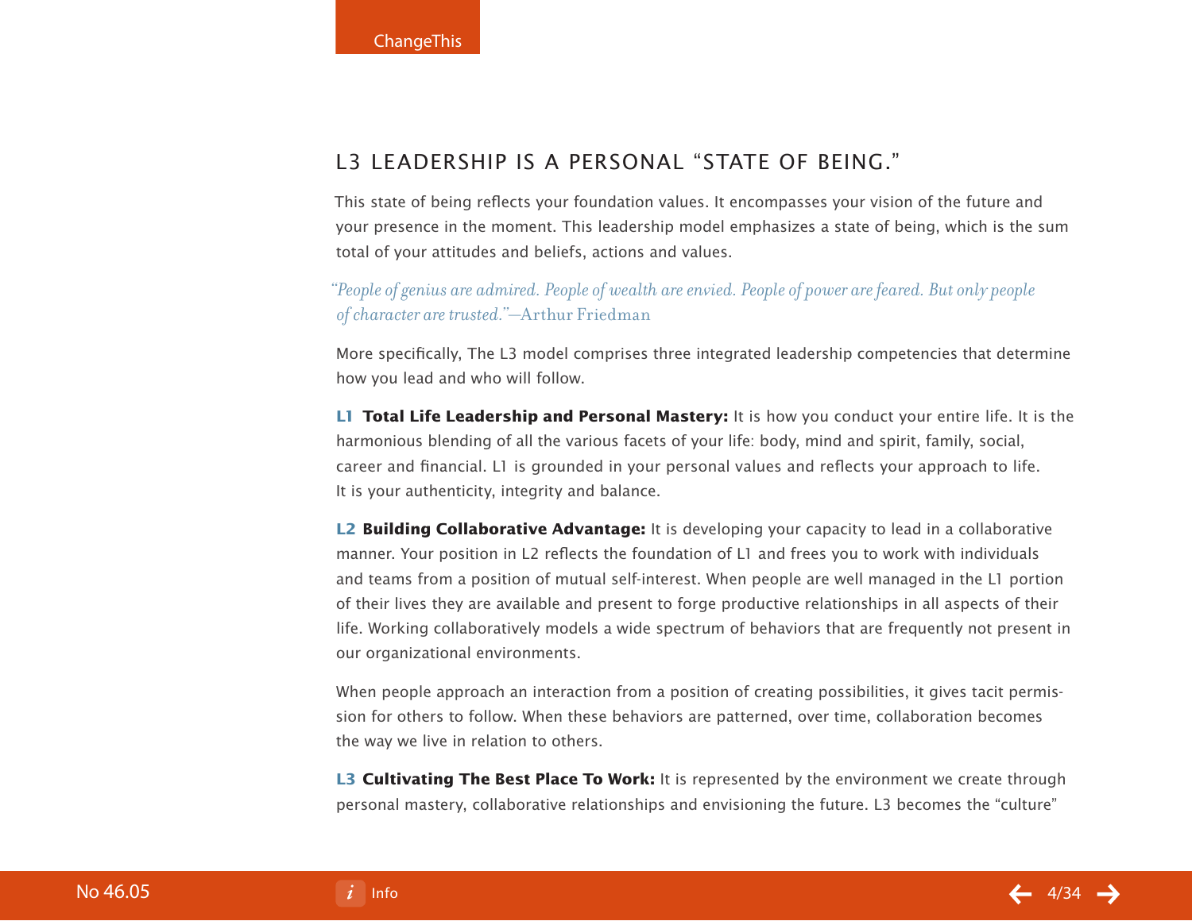## L3 LEADERSHIP IS A PERSONAL "STATE OF BEING."

This state of being reflects your foundation values. It encompasses your vision of the future and your presence in the moment. This leadership model emphasizes a state of being, which is the sum total of your attitudes and beliefs, actions and values.

*"People of genius are admired. People of wealth are envied. People of power are feared. But only people of character are trusted."*—Arthur Friedman

More specifically, The L3 model comprises three integrated leadership competencies that determine how you lead and who will follow.

**L1 Total Life Leadership and Personal Mastery:** It is how you conduct your entire life. It is the harmonious blending of all the various facets of your life: body, mind and spirit, family, social, career and financial. L1 is grounded in your personal values and reflects your approach to life. It is your authenticity, integrity and balance.

**L2 Building Collaborative Advantage:** It is developing your capacity to lead in a collaborative manner. Your position in L2 reflects the foundation of L1 and frees you to work with individuals and teams from a position of mutual self-interest. When people are well managed in the L1 portion of their lives they are available and present to forge productive relationships in all aspects of their life. Working collaboratively models a wide spectrum of behaviors that are frequently not present in our organizational environments.

When people approach an interaction from a position of creating possibilities, it gives tacit permission for others to follow. When these behaviors are patterned, over time, collaboration becomes the way we live in relation to others.

**L3 Cultivating The Best Place To Work:** It is represented by the environment we create through personal mastery, collaborative relationships and envisioning the future. L3 becomes the "culture"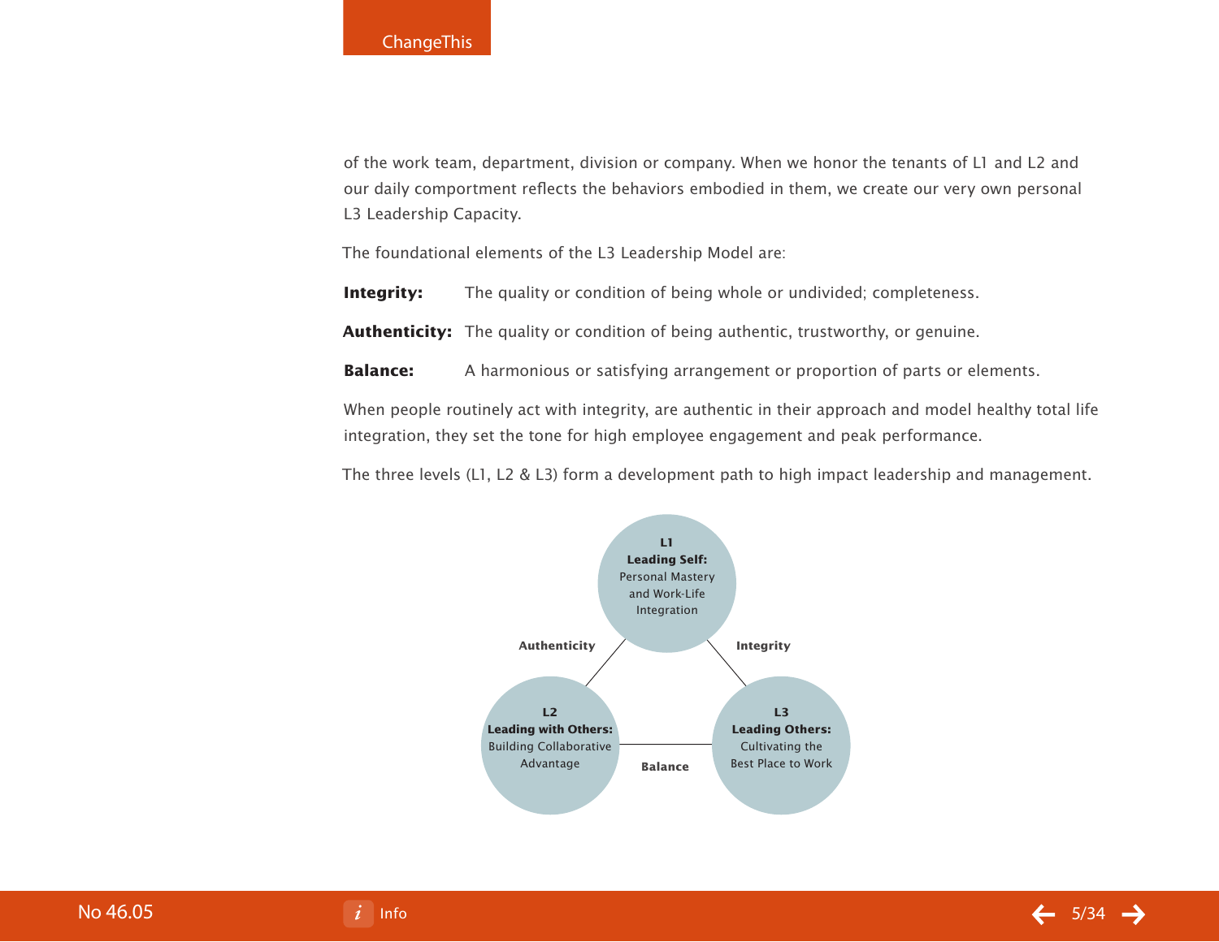of the work team, department, division or company. When we honor the tenants of L1 and L2 and our daily comportment reflects the behaviors embodied in them, we create our very own personal L3 Leadership Capacity.

The foundational elements of the L3 Leadership Model are:

**Integrity:** The quality or condition of being whole or undivided; completeness.

**Authenticity:** The quality or condition of being authentic, trustworthy, or genuine.

**Balance:** A harmonious or satisfying arrangement or proportion of parts or elements.

When people routinely act with integrity, are authentic in their approach and model healthy total life integration, they set the tone for high employee engagement and peak performance.

The three levels (L1, L2 & L3) form a development path to high impact leadership and management.

**L1**
**Leading Self:** Personal Mastery and Work-Life Integration

**L2**
**Leading with Others:** Building Collaborative Advantage

**L3**
**Leading Others:** Cultivating the Best Place to Work

**Authenticity** (L1–L2)

**Integrity** (L1–L3)

**Balance** (L2–L3)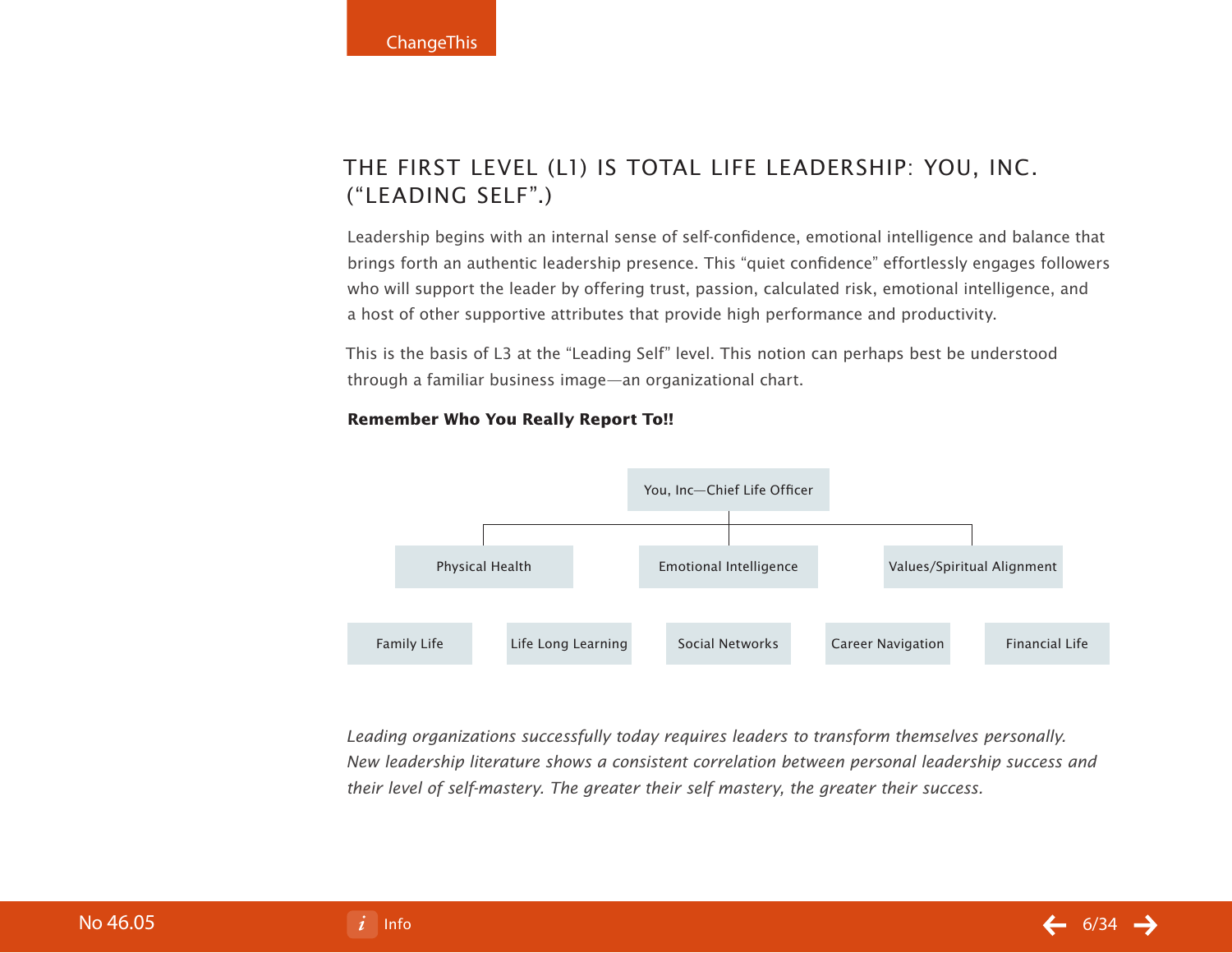## THE FIRST LEVEL (L1) IS TOTAL LIFE LEADERSHIP: YOU, INC. ("LEADING SELF".)

Leadership begins with an internal sense of self-confidence, emotional intelligence and balance that brings forth an authentic leadership presence. This "quiet confidence" effortlessly engages followers who will support the leader by offering trust, passion, calculated risk, emotional intelligence, and a host of other supportive attributes that provide high performance and productivity.

This is the basis of L3 at the "Leading Self" level. This notion can perhaps best be understood through a familiar business image—an organizational chart.

**Remember Who You Really Report To!!**

You, Inc—Chief Life Officer

- Physical Health
- Emotional Intelligence
- Values/Spiritual Alignment

- Family Life
- Life Long Learning
- Social Networks
- Career Navigation
- Financial Life

*Leading organizations successfully today requires leaders to transform themselves personally. New leadership literature shows a consistent correlation between personal leadership success and their level of self-mastery. The greater their self mastery, the greater their success.*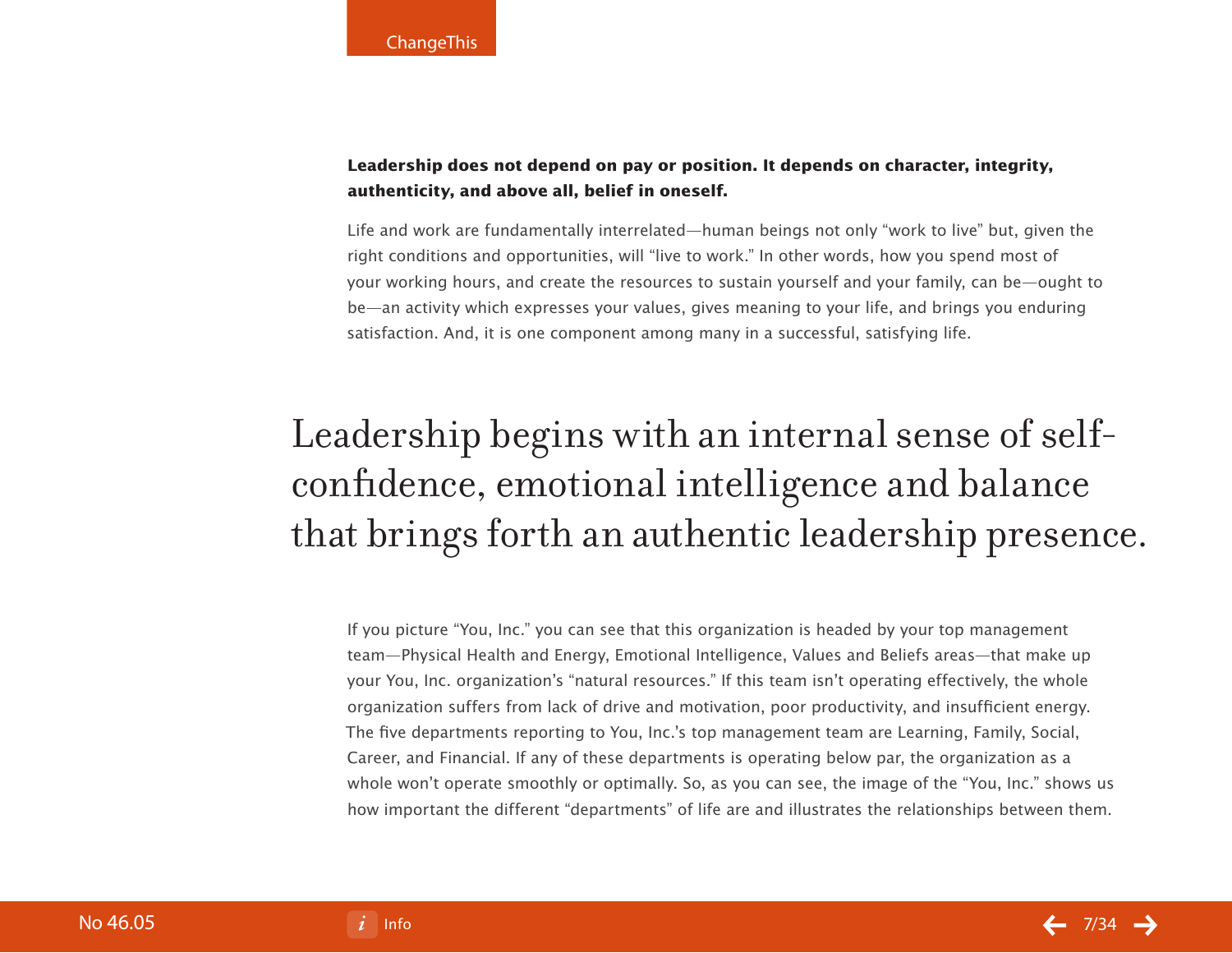**Leadership does not depend on pay or position. It depends on character, integrity, authenticity, and above all, belief in oneself.**

Life and work are fundamentally interrelated—human beings not only "work to live" but, given the right conditions and opportunities, will "live to work." In other words, how you spend most of your working hours, and create the resources to sustain yourself and your family, can be—ought to be—an activity which expresses your values, gives meaning to your life, and brings you enduring satisfaction. And, it is one component among many in a successful, satisfying life.

> Leadership begins with an internal sense of self-confidence, emotional intelligence and balance that brings forth an authentic leadership presence.

If you picture "You, Inc." you can see that this organization is headed by your top management team—Physical Health and Energy, Emotional Intelligence, Values and Beliefs areas—that make up your You, Inc. organization's "natural resources." If this team isn't operating effectively, the whole organization suffers from lack of drive and motivation, poor productivity, and insufficient energy. The five departments reporting to You, Inc.'s top management team are Learning, Family, Social, Career, and Financial. If any of these departments is operating below par, the organization as a whole won't operate smoothly or optimally. So, as you can see, the image of the "You, Inc." shows us how important the different "departments" of life are and illustrates the relationships between them.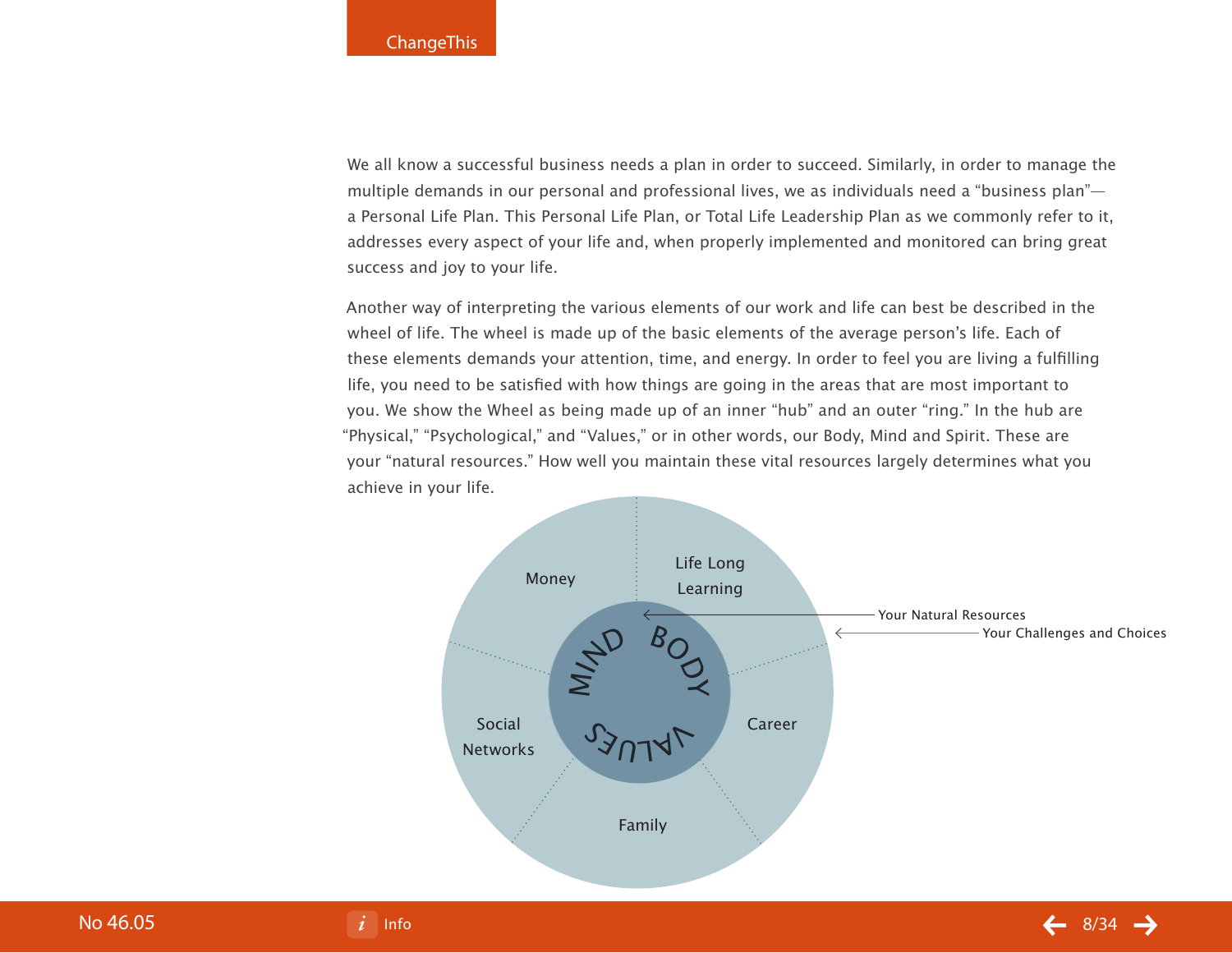We all know a successful business needs a plan in order to succeed. Similarly, in order to manage the multiple demands in our personal and professional lives, we as individuals need a "business plan"—a Personal Life Plan. This Personal Life Plan, or Total Life Leadership Plan as we commonly refer to it, addresses every aspect of your life and, when properly implemented and monitored can bring great success and joy to your life.

Another way of interpreting the various elements of our work and life can best be described in the wheel of life. The wheel is made up of the basic elements of the average person's life. Each of these elements demands your attention, time, and energy. In order to feel you are living a fulfilling life, you need to be satisfied with how things are going in the areas that are most important to you. We show the Wheel as being made up of an inner "hub" and an outer "ring." In the hub are "Physical," "Psychological," and "Values," or in other words, our Body, Mind and Spirit. These are your "natural resources." How well you maintain these vital resources largely determines what you achieve in your life.

Money
Life Long Learning
Career
Family
Social Networks
MIND
BODY
VALUES
Your Natural Resources
Your Challenges and Choices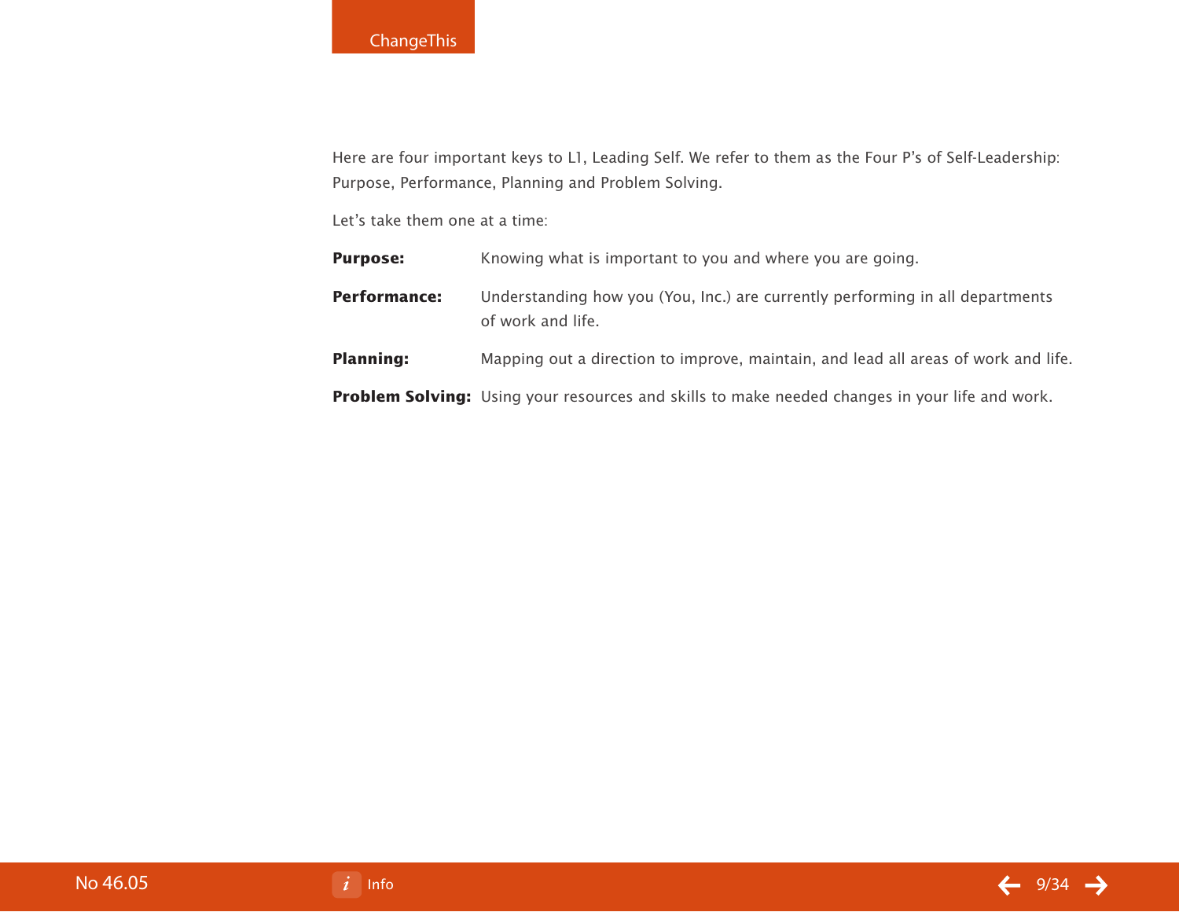Here are four important keys to L1, Leading Self. We refer to them as the Four P's of Self-Leadership: Purpose, Performance, Planning and Problem Solving.

Let's take them one at a time:

**Purpose:** Knowing what is important to you and where you are going.

**Performance:** Understanding how you (You, Inc.) are currently performing in all departments of work and life.

**Planning:** Mapping out a direction to improve, maintain, and lead all areas of work and life.

**Problem Solving:** Using your resources and skills to make needed changes in your life and work.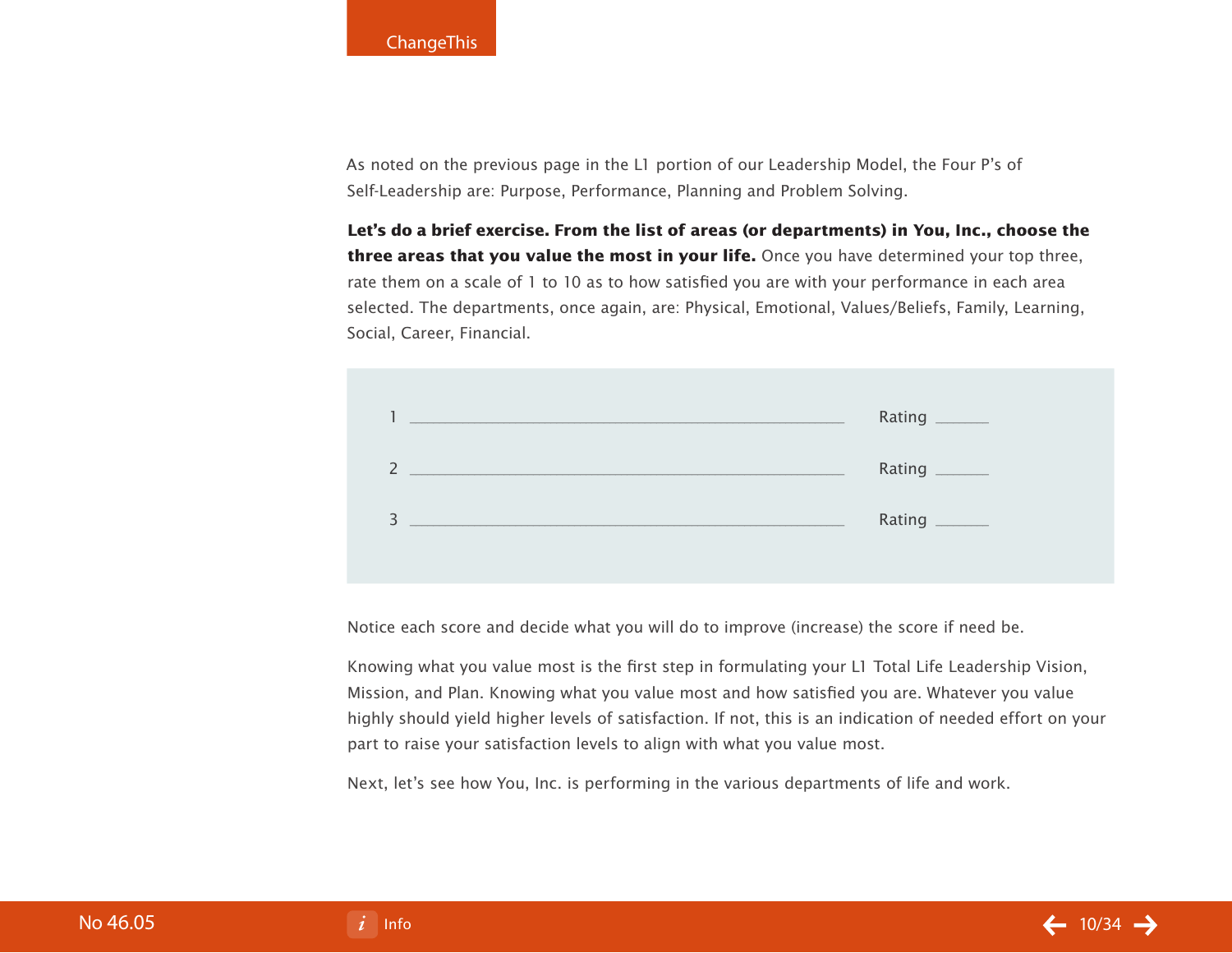As noted on the previous page in the L1 portion of our Leadership Model, the Four P's of Self-Leadership are: Purpose, Performance, Planning and Problem Solving.

**Let's do a brief exercise. From the list of areas (or departments) in You, Inc., choose the three areas that you value the most in your life.** Once you have determined your top three, rate them on a scale of 1 to 10 as to how satisfied you are with your performance in each area selected. The departments, once again, are: Physical, Emotional, Values/Beliefs, Family, Learning, Social, Career, Financial.

1 ________________________________________ Rating ______

2 ________________________________________ Rating ______

3 ________________________________________ Rating ______

Notice each score and decide what you will do to improve (increase) the score if need be.

Knowing what you value most is the first step in formulating your L1 Total Life Leadership Vision, Mission, and Plan. Knowing what you value most and how satisfied you are. Whatever you value highly should yield higher levels of satisfaction. If not, this is an indication of needed effort on your part to raise your satisfaction levels to align with what you value most.

Next, let's see how You, Inc. is performing in the various departments of life and work.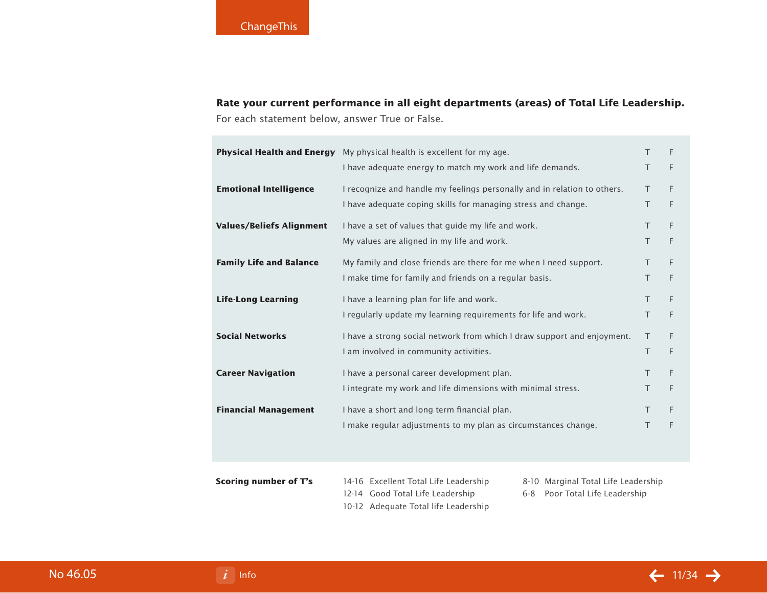**Rate your current performance in all eight departments (areas) of Total Life Leadership.**
For each statement below, answer True or False.

| Area | Statement | | |
|---|---|---|---|
| **Physical Health and Energy** | My physical health is excellent for my age. | T | F |
| | I have adequate energy to match my work and life demands. | T | F |
| **Emotional Intelligence** | I recognize and handle my feelings personally and in relation to others. | T | F |
| | I have adequate coping skills for managing stress and change. | T | F |
| **Values/Beliefs Alignment** | I have a set of values that guide my life and work. | T | F |
| | My values are aligned in my life and work. | T | F |
| **Family Life and Balance** | My family and close friends are there for me when I need support. | T | F |
| | I make time for family and friends on a regular basis. | T | F |
| **Life-Long Learning** | I have a learning plan for life and work. | T | F |
| | I regularly update my learning requirements for life and work. | T | F |
| **Social Networks** | I have a strong social network from which I draw support and enjoyment. | T | F |
| | I am involved in community activities. | T | F |
| **Career Navigation** | I have a personal career development plan. | T | F |
| | I integrate my work and life dimensions with minimal stress. | T | F |
| **Financial Management** | I have a short and long term financial plan. | T | F |
| | I make regular adjustments to my plan as circumstances change. | T | F |

**Scoring number of T's**

- 14-16 Excellent Total Life Leadership
- 12-14 Good Total Life Leadership
- 10-12 Adequate Total life Leadership
- 8-10 Marginal Total Life Leadership
- 6-8 Poor Total Life Leadership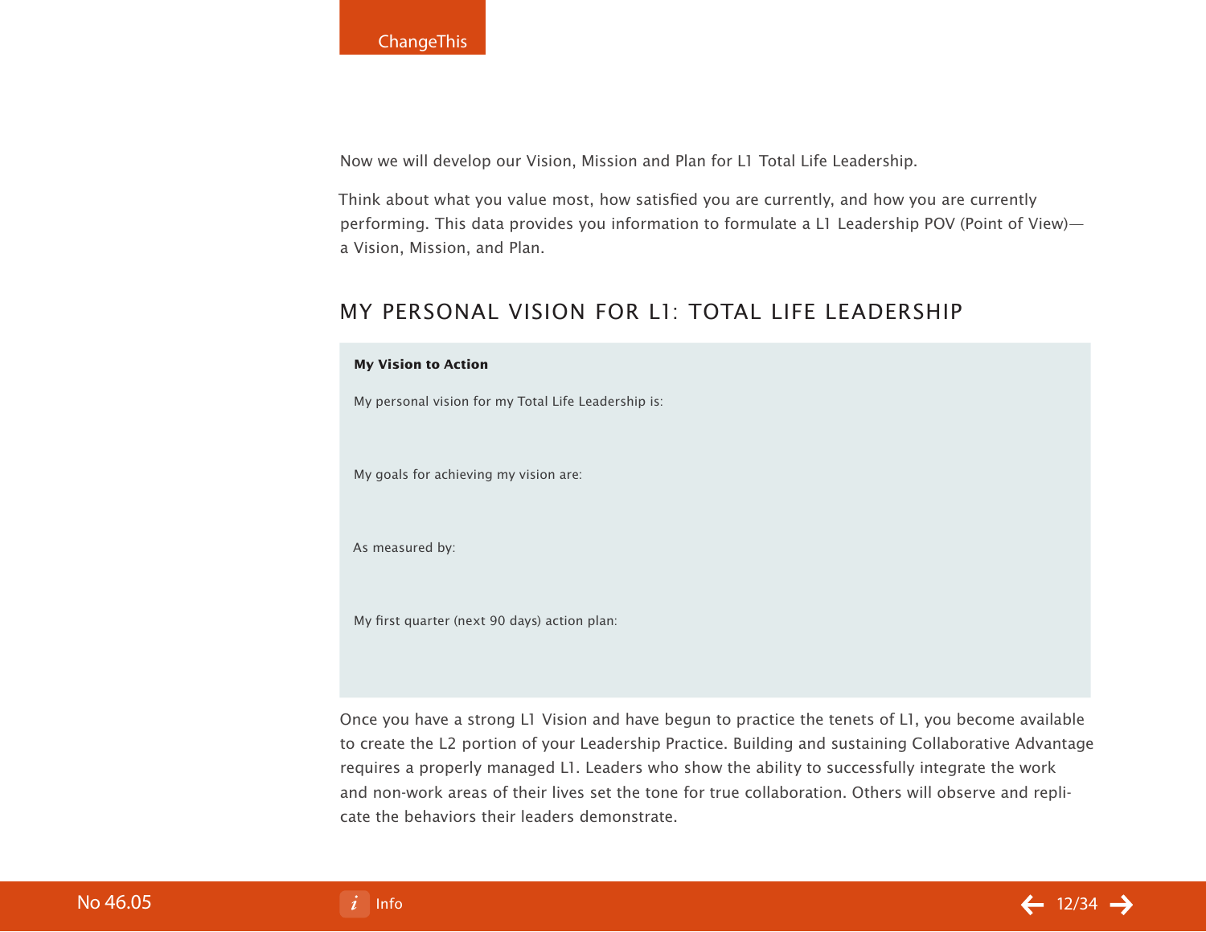Now we will develop our Vision, Mission and Plan for L1 Total Life Leadership.

Think about what you value most, how satisfied you are currently, and how you are currently performing. This data provides you information to formulate a L1 Leadership POV (Point of View)—a Vision, Mission, and Plan.

## MY PERSONAL VISION FOR L1: TOTAL LIFE LEADERSHIP

**My Vision to Action**

My personal vision for my Total Life Leadership is:

My goals for achieving my vision are:

As measured by:

My first quarter (next 90 days) action plan:

Once you have a strong L1 Vision and have begun to practice the tenets of L1, you become available to create the L2 portion of your Leadership Practice. Building and sustaining Collaborative Advantage requires a properly managed L1. Leaders who show the ability to successfully integrate the work and non-work areas of their lives set the tone for true collaboration. Others will observe and replicate the behaviors their leaders demonstrate.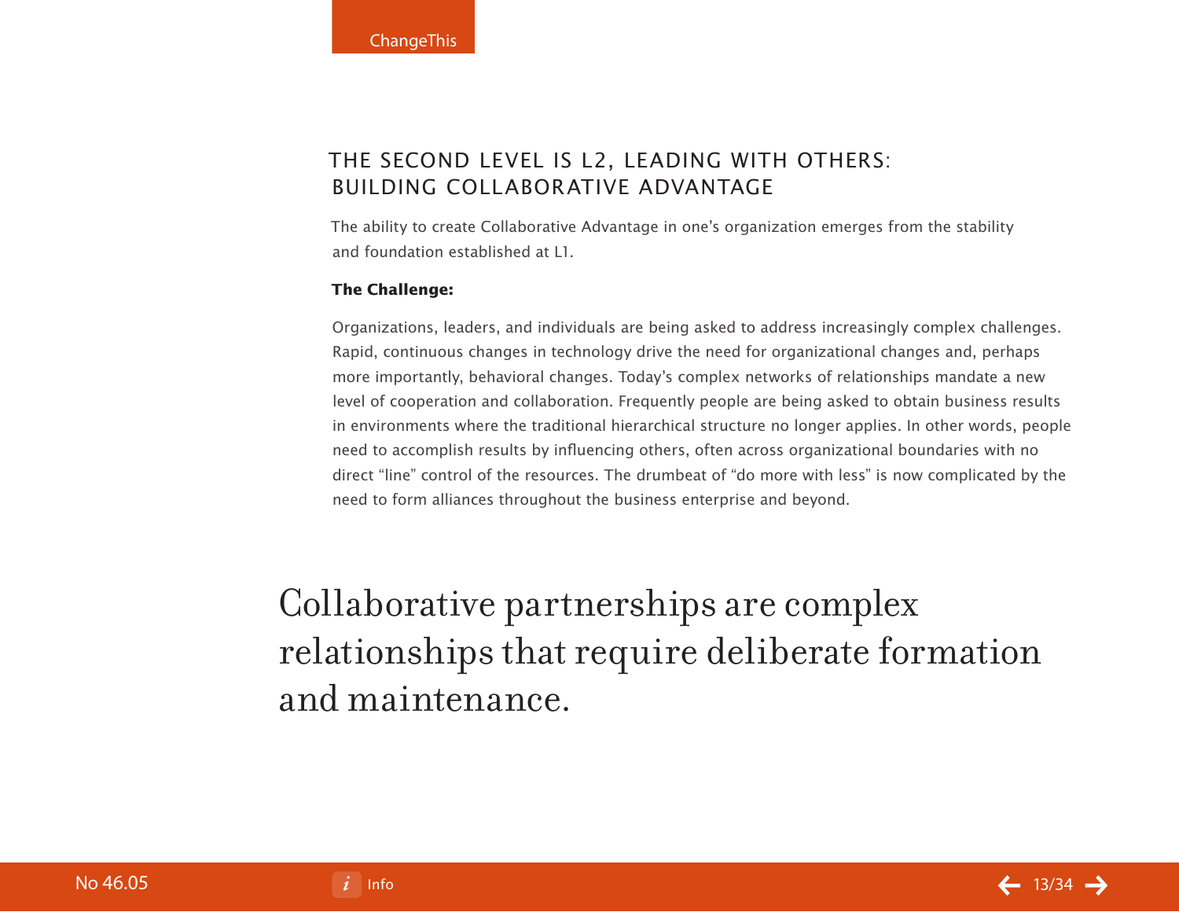## THE SECOND LEVEL IS L2, LEADING WITH OTHERS: BUILDING COLLABORATIVE ADVANTAGE

The ability to create Collaborative Advantage in one's organization emerges from the stability and foundation established at L1.

**The Challenge:**

Organizations, leaders, and individuals are being asked to address increasingly complex challenges. Rapid, continuous changes in technology drive the need for organizational changes and, perhaps more importantly, behavioral changes. Today's complex networks of relationships mandate a new level of cooperation and collaboration. Frequently people are being asked to obtain business results in environments where the traditional hierarchical structure no longer applies. In other words, people need to accomplish results by influencing others, often across organizational boundaries with no direct "line" control of the resources. The drumbeat of "do more with less" is now complicated by the need to form alliances throughout the business enterprise and beyond.

> Collaborative partnerships are complex relationships that require deliberate formation and maintenance.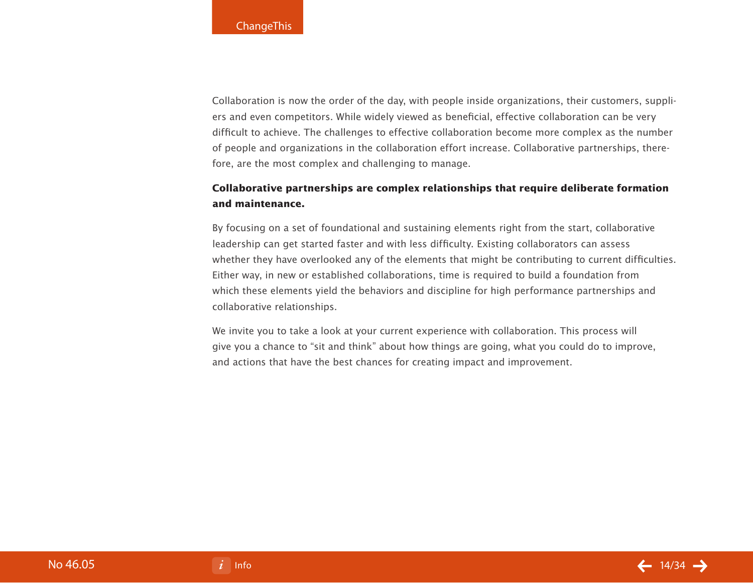Collaboration is now the order of the day, with people inside organizations, their customers, suppliers and even competitors. While widely viewed as beneficial, effective collaboration can be very difficult to achieve. The challenges to effective collaboration become more complex as the number of people and organizations in the collaboration effort increase. Collaborative partnerships, therefore, are the most complex and challenging to manage.

**Collaborative partnerships are complex relationships that require deliberate formation and maintenance.**

By focusing on a set of foundational and sustaining elements right from the start, collaborative leadership can get started faster and with less difficulty. Existing collaborators can assess whether they have overlooked any of the elements that might be contributing to current difficulties. Either way, in new or established collaborations, time is required to build a foundation from which these elements yield the behaviors and discipline for high performance partnerships and collaborative relationships.

We invite you to take a look at your current experience with collaboration. This process will give you a chance to "sit and think" about how things are going, what you could do to improve, and actions that have the best chances for creating impact and improvement.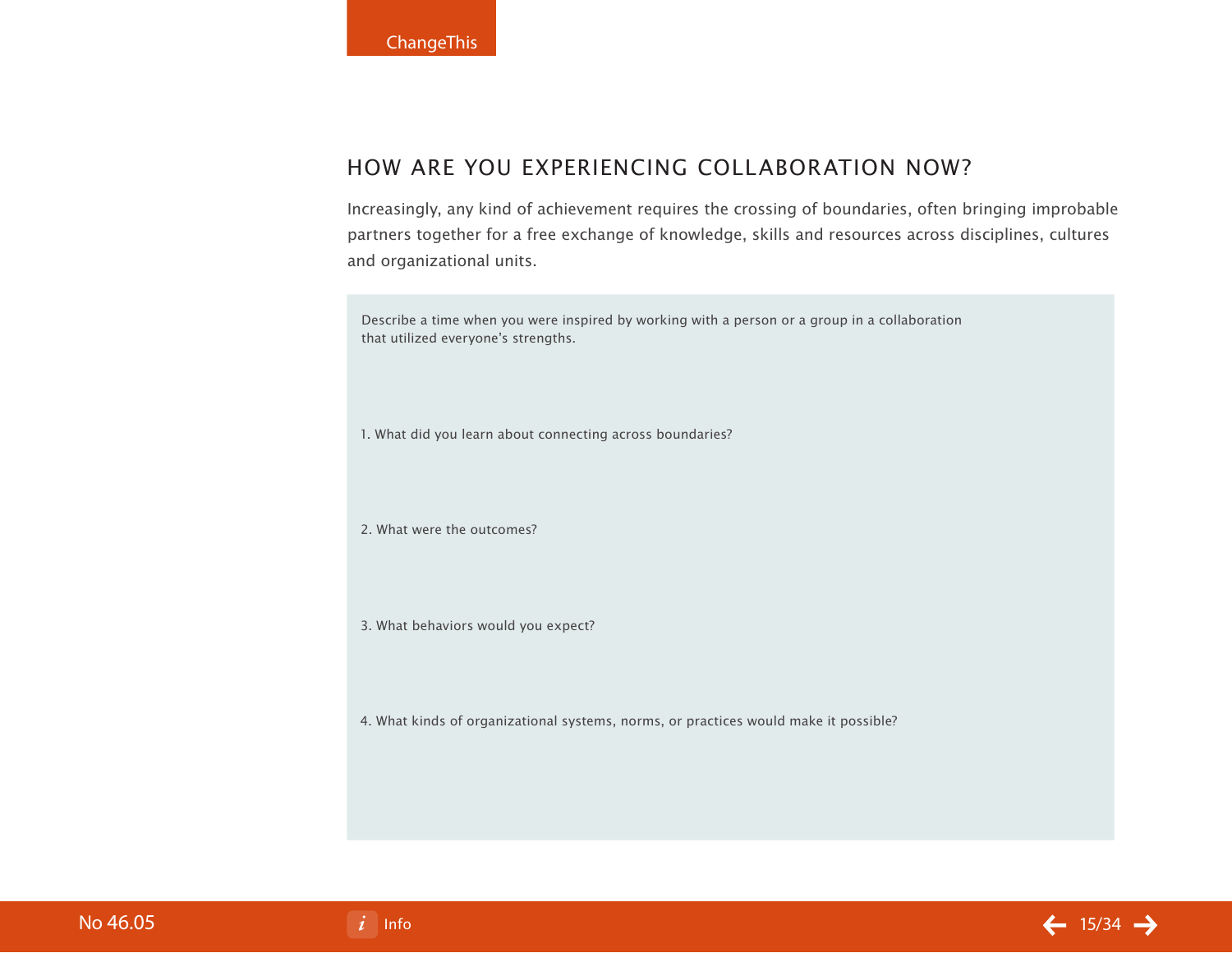## HOW ARE YOU EXPERIENCING COLLABORATION NOW?

Increasingly, any kind of achievement requires the crossing of boundaries, often bringing improbable partners together for a free exchange of knowledge, skills and resources across disciplines, cultures and organizational units.

Describe a time when you were inspired by working with a person or a group in a collaboration that utilized everyone's strengths.

1. What did you learn about connecting across boundaries?

2. What were the outcomes?

3. What behaviors would you expect?

4. What kinds of organizational systems, norms, or practices would make it possible?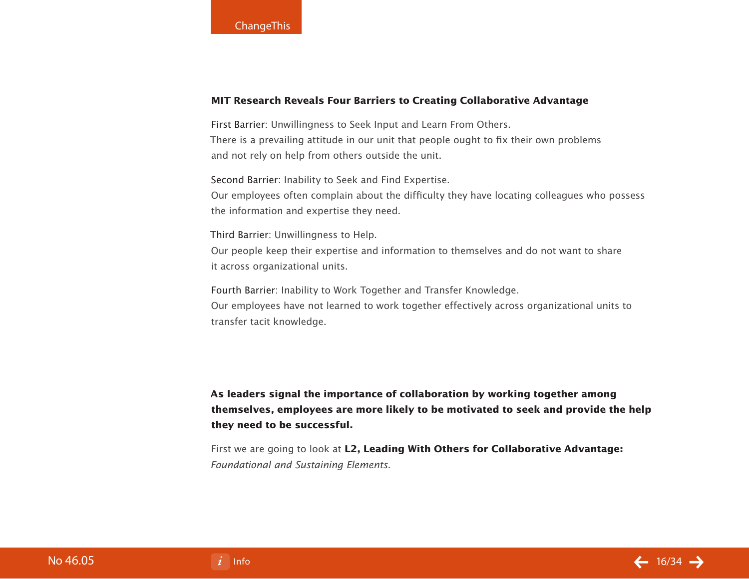**MIT Research Reveals Four Barriers to Creating Collaborative Advantage**

First Barrier: Unwillingness to Seek Input and Learn From Others.
There is a prevailing attitude in our unit that people ought to fix their own problems and not rely on help from others outside the unit.

Second Barrier: Inability to Seek and Find Expertise.
Our employees often complain about the difficulty they have locating colleagues who possess the information and expertise they need.

Third Barrier: Unwillingness to Help.
Our people keep their expertise and information to themselves and do not want to share it across organizational units.

Fourth Barrier: Inability to Work Together and Transfer Knowledge.
Our employees have not learned to work together effectively across organizational units to transfer tacit knowledge.

**As leaders signal the importance of collaboration by working together among themselves, employees are more likely to be motivated to seek and provide the help they need to be successful.**

First we are going to look at **L2, Leading With Others for Collaborative Advantage:** *Foundational and Sustaining Elements*.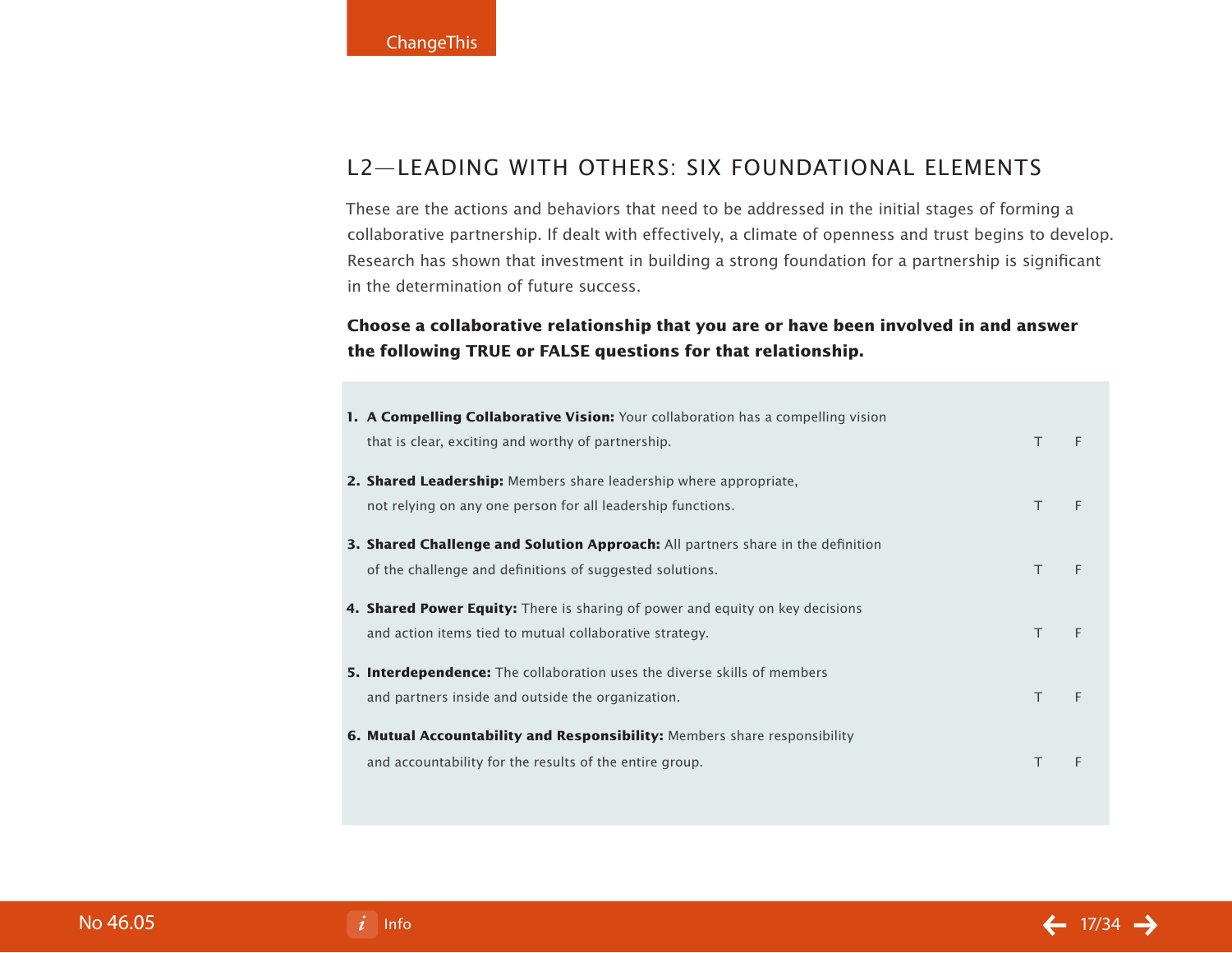## L2—LEADING WITH OTHERS: SIX FOUNDATIONAL ELEMENTS

These are the actions and behaviors that need to be addressed in the initial stages of forming a collaborative partnership. If dealt with effectively, a climate of openness and trust begins to develop. Research has shown that investment in building a strong foundation for a partnership is significant in the determination of future success.

**Choose a collaborative relationship that you are or have been involved in and answer the following TRUE or FALSE questions for that relationship.**

1. **A Compelling Collaborative Vision:** Your collaboration has a compelling vision that is clear, exciting and worthy of partnership. T F
2. **Shared Leadership:** Members share leadership where appropriate, not relying on any one person for all leadership functions. T F
3. **Shared Challenge and Solution Approach:** All partners share in the definition of the challenge and definitions of suggested solutions. T F
4. **Shared Power Equity:** There is sharing of power and equity on key decisions and action items tied to mutual collaborative strategy. T F
5. **Interdependence:** The collaboration uses the diverse skills of members and partners inside and outside the organization. T F
6. **Mutual Accountability and Responsibility:** Members share responsibility and accountability for the results of the entire group. T F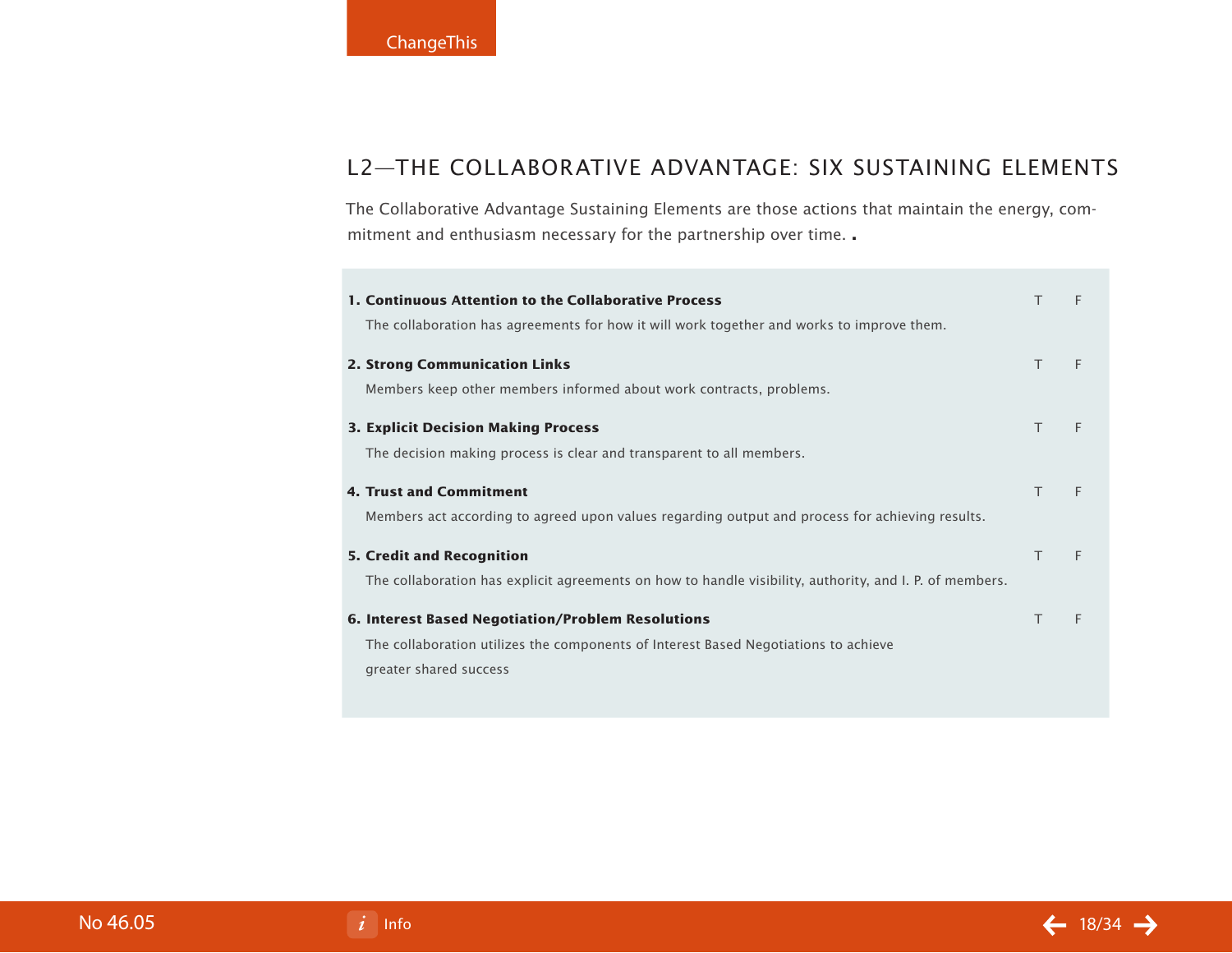## L2—THE COLLABORATIVE ADVANTAGE: SIX SUSTAINING ELEMENTS

The Collaborative Advantage Sustaining Elements are those actions that maintain the energy, commitment and enthusiasm necessary for the partnership over time. .

**1. Continuous Attention to the Collaborative Process** T F

The collaboration has agreements for how it will work together and works to improve them.

**2. Strong Communication Links** T F

Members keep other members informed about work contracts, problems.

**3. Explicit Decision Making Process** T F

The decision making process is clear and transparent to all members.

**4. Trust and Commitment** T F

Members act according to agreed upon values regarding output and process for achieving results.

**5. Credit and Recognition** T F

The collaboration has explicit agreements on how to handle visibility, authority, and I. P. of members.

**6. Interest Based Negotiation/Problem Resolutions** T F

The collaboration utilizes the components of Interest Based Negotiations to achieve greater shared success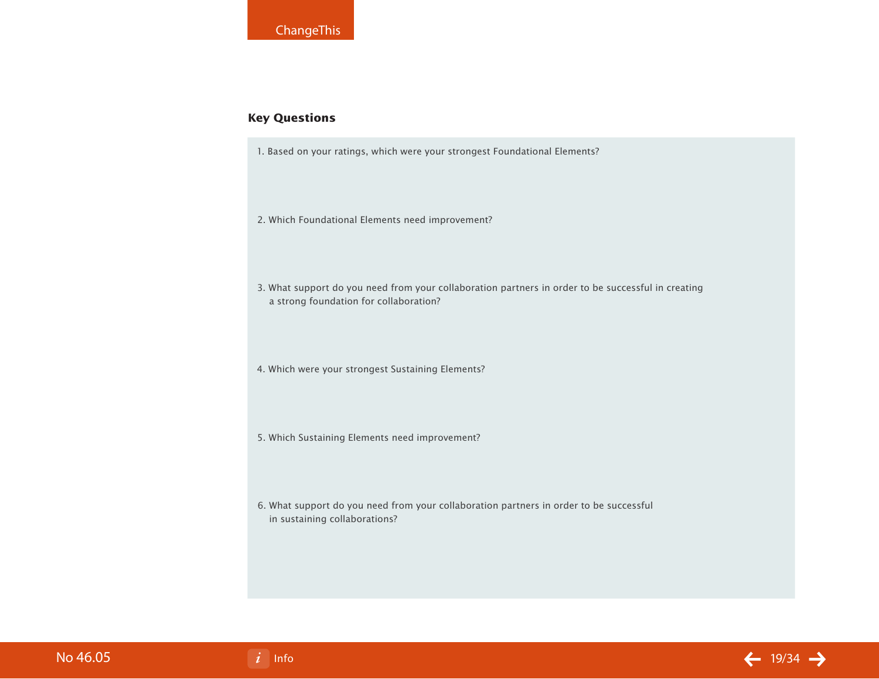## Key Questions

1. Based on your ratings, which were your strongest Foundational Elements?

2. Which Foundational Elements need improvement?

3. What support do you need from your collaboration partners in order to be successful in creating a strong foundation for collaboration?

4. Which were your strongest Sustaining Elements?

5. Which Sustaining Elements need improvement?

6. What support do you need from your collaboration partners in order to be successful in sustaining collaborations?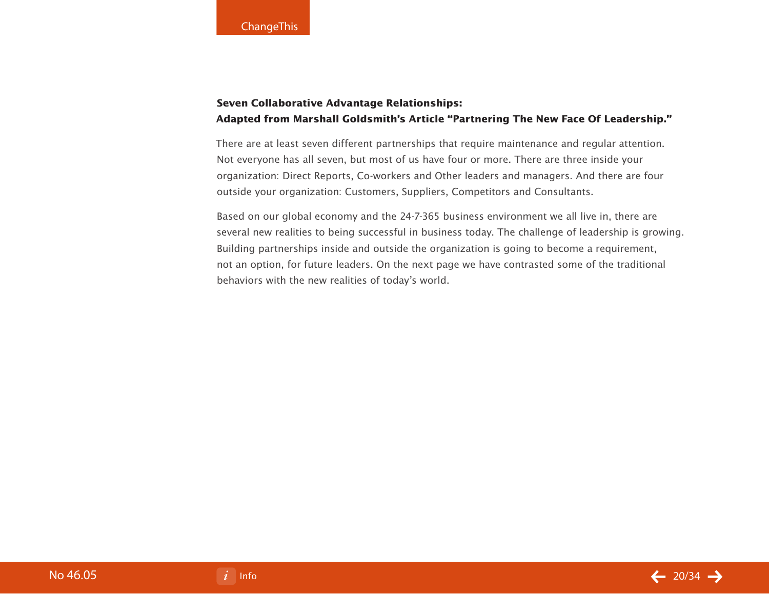**Seven Collaborative Advantage Relationships:**
**Adapted from Marshall Goldsmith's Article "Partnering The New Face Of Leadership."**

There are at least seven different partnerships that require maintenance and regular attention. Not everyone has all seven, but most of us have four or more. There are three inside your organization: Direct Reports, Co-workers and Other leaders and managers. And there are four outside your organization: Customers, Suppliers, Competitors and Consultants.

Based on our global economy and the 24-7-365 business environment we all live in, there are several new realities to being successful in business today. The challenge of leadership is growing. Building partnerships inside and outside the organization is going to become a requirement, not an option, for future leaders. On the next page we have contrasted some of the traditional behaviors with the new realities of today's world.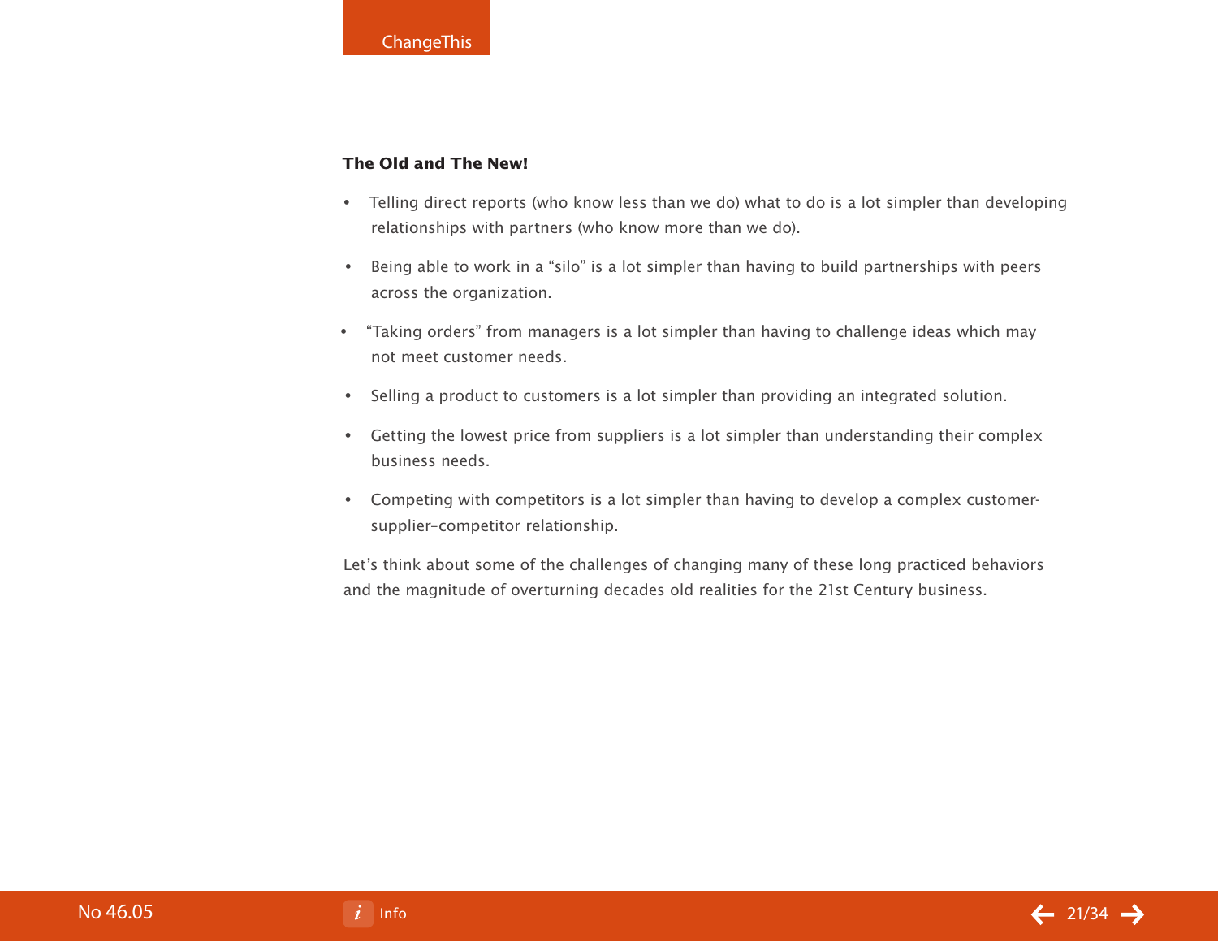**The Old and The New!**

- Telling direct reports (who know less than we do) what to do is a lot simpler than developing relationships with partners (who know more than we do).
- Being able to work in a "silo" is a lot simpler than having to build partnerships with peers across the organization.
- "Taking orders" from managers is a lot simpler than having to challenge ideas which may not meet customer needs.
- Selling a product to customers is a lot simpler than providing an integrated solution.
- Getting the lowest price from suppliers is a lot simpler than understanding their complex business needs.
- Competing with competitors is a lot simpler than having to develop a complex customer-supplier-competitor relationship.

Let's think about some of the challenges of changing many of these long practiced behaviors and the magnitude of overturning decades old realities for the 21st Century business.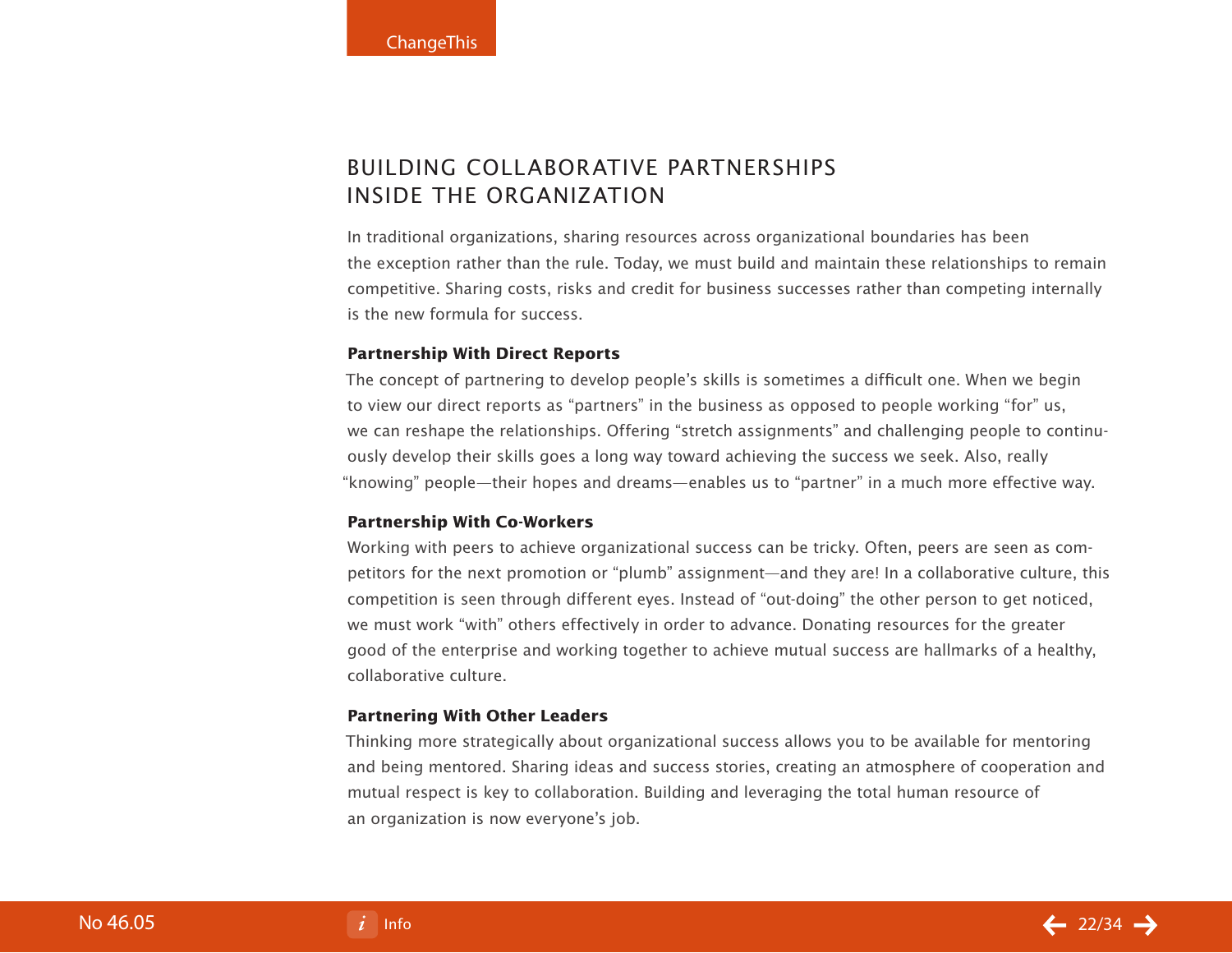## BUILDING COLLABORATIVE PARTNERSHIPS INSIDE THE ORGANIZATION

In traditional organizations, sharing resources across organizational boundaries has been the exception rather than the rule. Today, we must build and maintain these relationships to remain competitive. Sharing costs, risks and credit for business successes rather than competing internally is the new formula for success.

**Partnership With Direct Reports**

The concept of partnering to develop people's skills is sometimes a difficult one. When we begin to view our direct reports as "partners" in the business as opposed to people working "for" us, we can reshape the relationships. Offering "stretch assignments" and challenging people to continuously develop their skills goes a long way toward achieving the success we seek. Also, really "knowing" people—their hopes and dreams—enables us to "partner" in a much more effective way.

**Partnership With Co-Workers**

Working with peers to achieve organizational success can be tricky. Often, peers are seen as competitors for the next promotion or "plumb" assignment—and they are! In a collaborative culture, this competition is seen through different eyes. Instead of "out-doing" the other person to get noticed, we must work "with" others effectively in order to advance. Donating resources for the greater good of the enterprise and working together to achieve mutual success are hallmarks of a healthy, collaborative culture.

**Partnering With Other Leaders**

Thinking more strategically about organizational success allows you to be available for mentoring and being mentored. Sharing ideas and success stories, creating an atmosphere of cooperation and mutual respect is key to collaboration. Building and leveraging the total human resource of an organization is now everyone's job.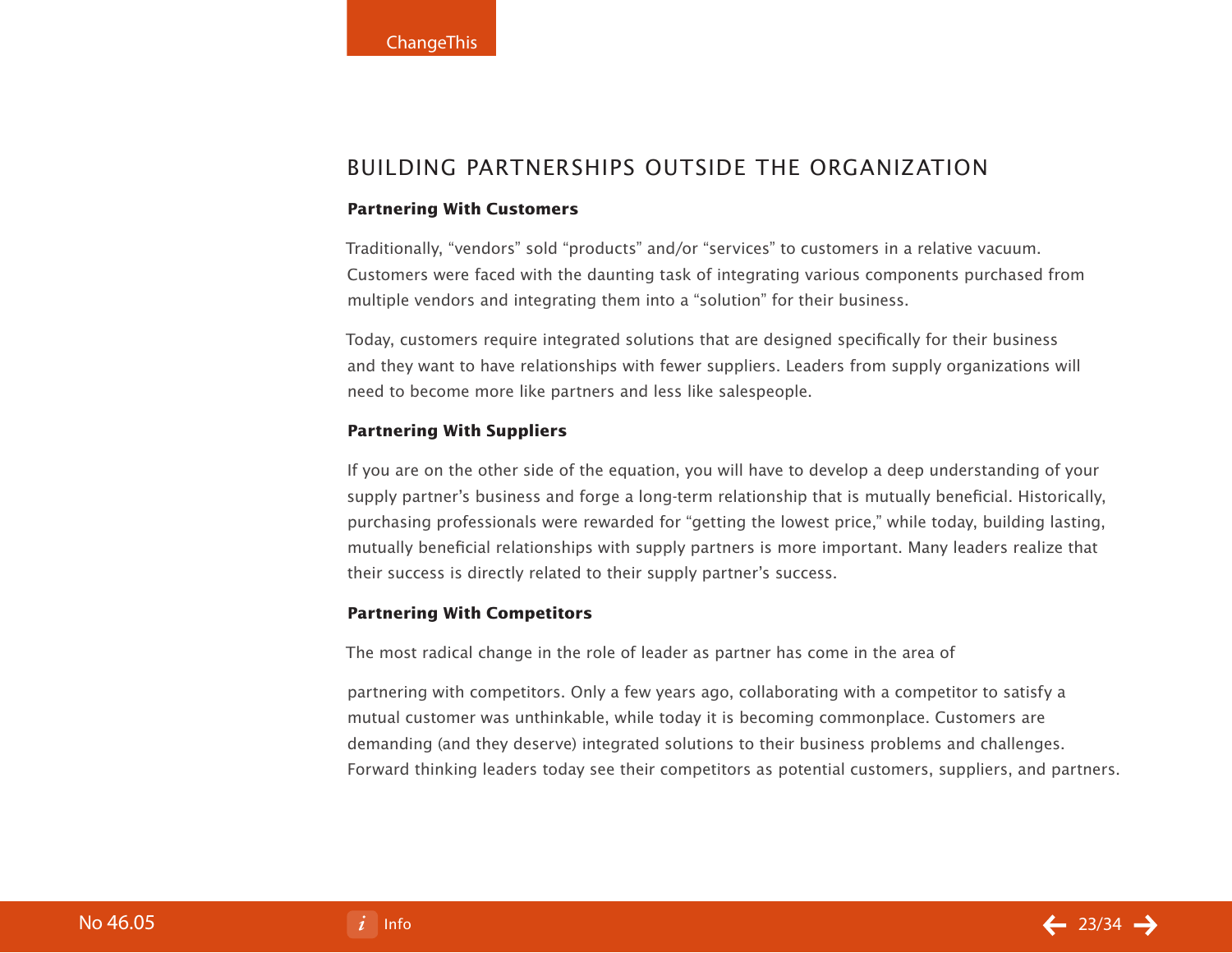## BUILDING PARTNERSHIPS OUTSIDE THE ORGANIZATION

**Partnering With Customers**

Traditionally, “vendors” sold “products” and/or “services” to customers in a relative vacuum. Customers were faced with the daunting task of integrating various components purchased from multiple vendors and integrating them into a “solution” for their business.

Today, customers require integrated solutions that are designed specifically for their business and they want to have relationships with fewer suppliers. Leaders from supply organizations will need to become more like partners and less like salespeople.

**Partnering With Suppliers**

If you are on the other side of the equation, you will have to develop a deep understanding of your supply partner’s business and forge a long-term relationship that is mutually beneficial. Historically, purchasing professionals were rewarded for “getting the lowest price,” while today, building lasting, mutually beneficial relationships with supply partners is more important. Many leaders realize that their success is directly related to their supply partner’s success.

**Partnering With Competitors**

The most radical change in the role of leader as partner has come in the area of partnering with competitors. Only a few years ago, collaborating with a competitor to satisfy a mutual customer was unthinkable, while today it is becoming commonplace. Customers are demanding (and they deserve) integrated solutions to their business problems and challenges. Forward thinking leaders today see their competitors as potential customers, suppliers, and partners.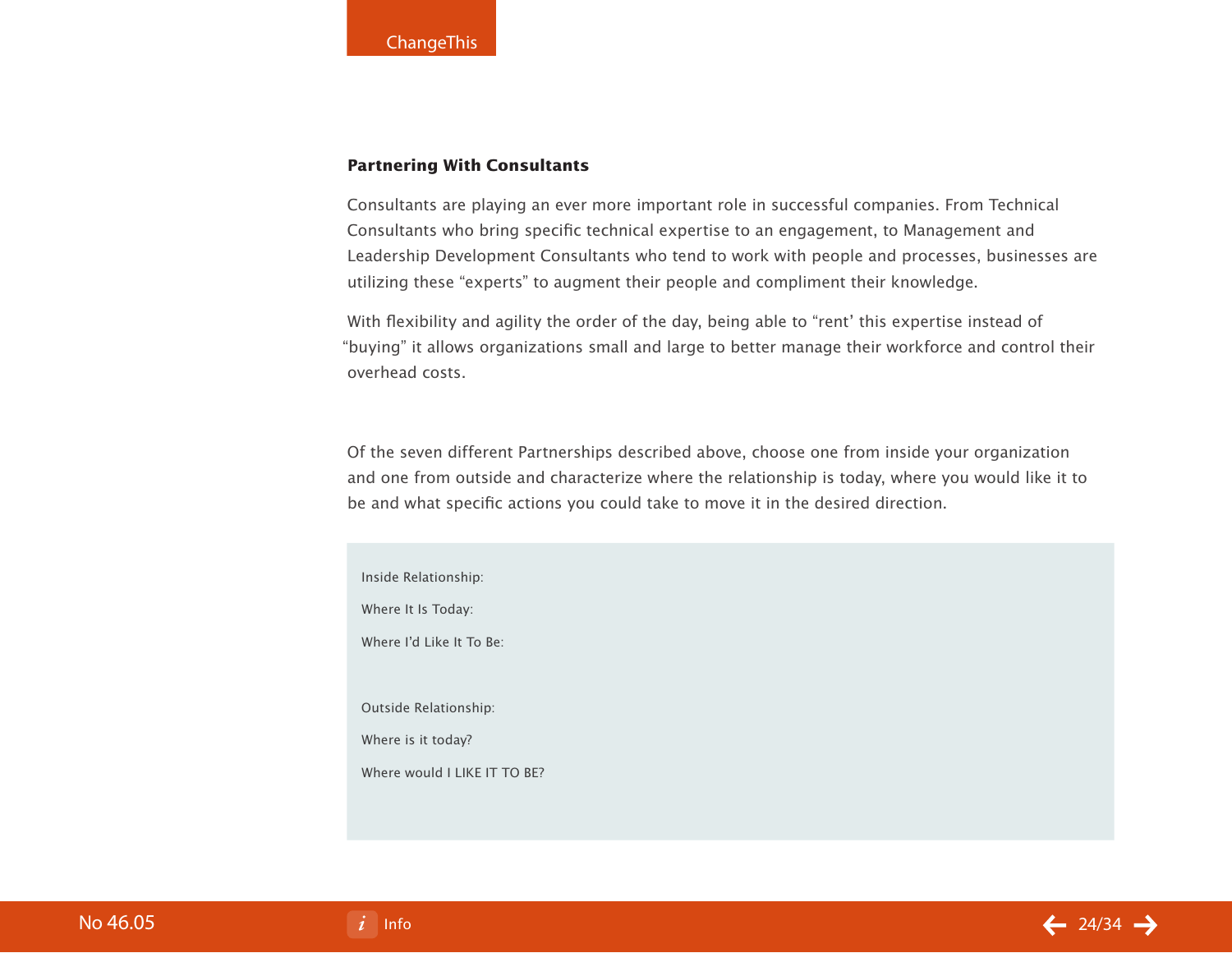**Partnering With Consultants**

Consultants are playing an ever more important role in successful companies. From Technical Consultants who bring specific technical expertise to an engagement, to Management and Leadership Development Consultants who tend to work with people and processes, businesses are utilizing these "experts" to augment their people and compliment their knowledge.

With flexibility and agility the order of the day, being able to "rent' this expertise instead of "buying" it allows organizations small and large to better manage their workforce and control their overhead costs.

Of the seven different Partnerships described above, choose one from inside your organization and one from outside and characterize where the relationship is today, where you would like it to be and what specific actions you could take to move it in the desired direction.

Inside Relationship:

Where It Is Today:

Where I'd Like It To Be:

Outside Relationship:

Where is it today?

Where would I LIKE IT TO BE?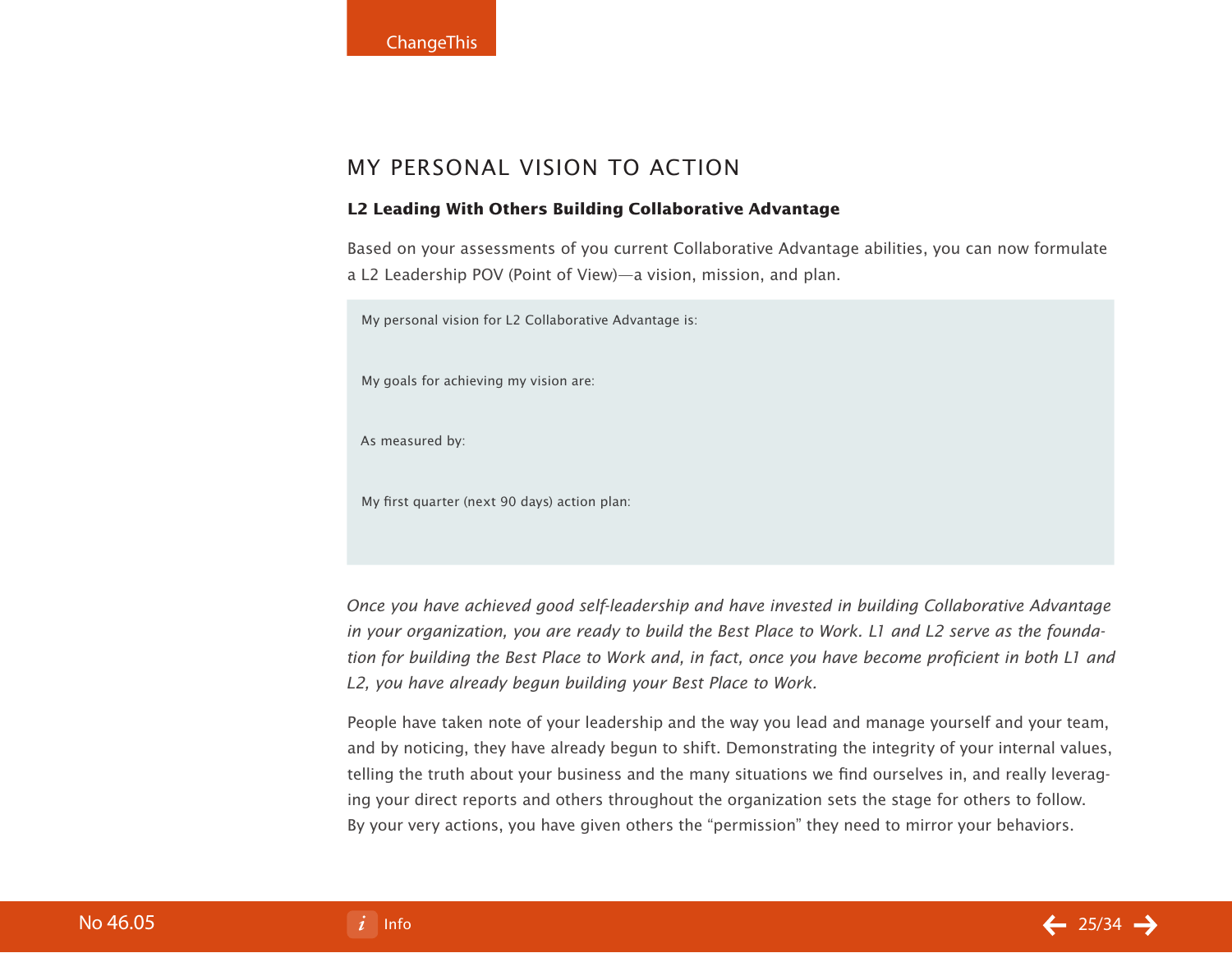## MY PERSONAL VISION TO ACTION

**L2 Leading With Others Building Collaborative Advantage**

Based on your assessments of you current Collaborative Advantage abilities, you can now formulate a L2 Leadership POV (Point of View)—a vision, mission, and plan.

My personal vision for L2 Collaborative Advantage is:

My goals for achieving my vision are:

As measured by:

My first quarter (next 90 days) action plan:

*Once you have achieved good self-leadership and have invested in building Collaborative Advantage in your organization, you are ready to build the Best Place to Work. L1 and L2 serve as the foundation for building the Best Place to Work and, in fact, once you have become proficient in both L1 and L2, you have already begun building your Best Place to Work.*

People have taken note of your leadership and the way you lead and manage yourself and your team, and by noticing, they have already begun to shift. Demonstrating the integrity of your internal values, telling the truth about your business and the many situations we find ourselves in, and really leveraging your direct reports and others throughout the organization sets the stage for others to follow. By your very actions, you have given others the "permission" they need to mirror your behaviors.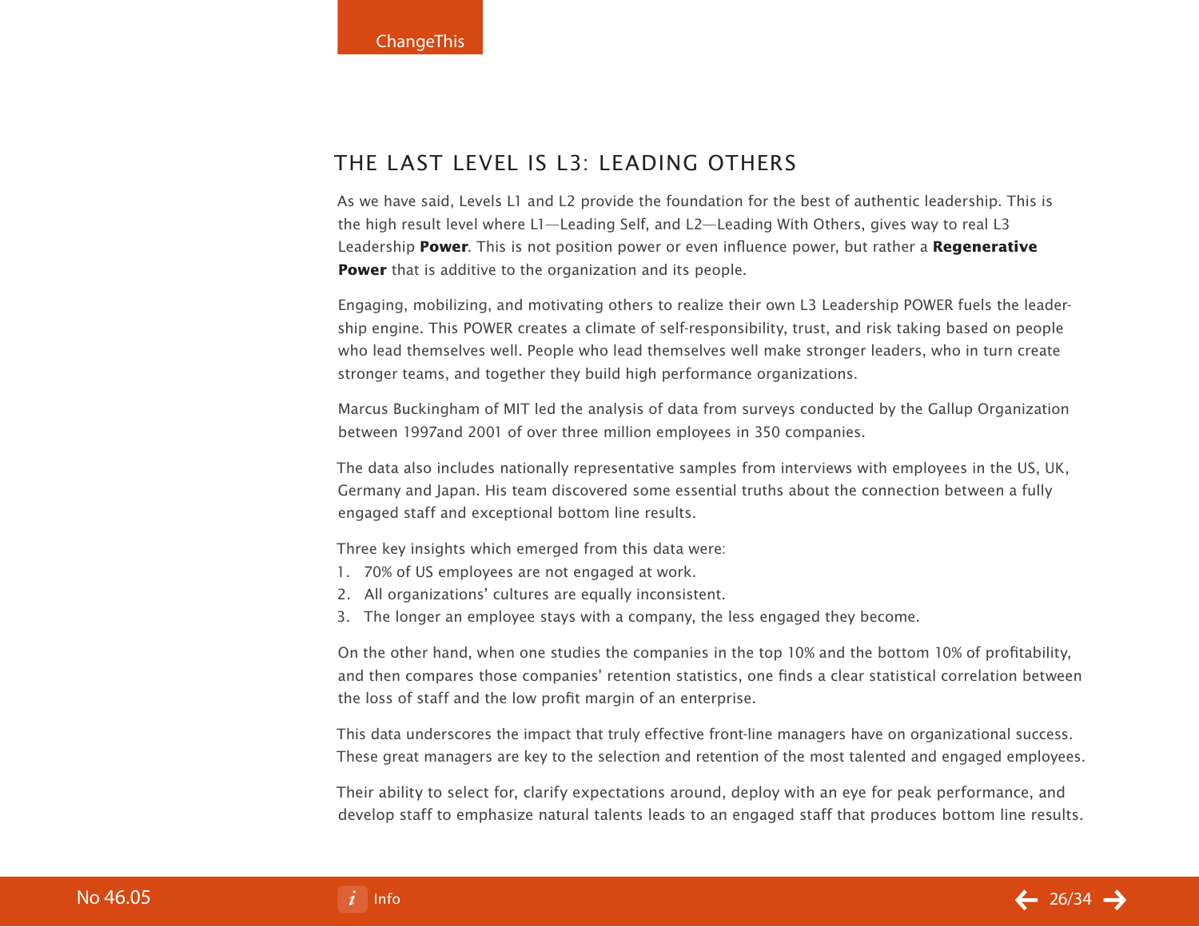## THE LAST LEVEL IS L3: LEADING OTHERS

As we have said, Levels L1 and L2 provide the foundation for the best of authentic leadership. This is the high result level where L1—Leading Self, and L2—Leading With Others, gives way to real L3 Leadership **Power**. This is not position power or even influence power, but rather a **Regenerative Power** that is additive to the organization and its people.

Engaging, mobilizing, and motivating others to realize their own L3 Leadership POWER fuels the leadership engine. This POWER creates a climate of self-responsibility, trust, and risk taking based on people who lead themselves well. People who lead themselves well make stronger leaders, who in turn create stronger teams, and together they build high performance organizations.

Marcus Buckingham of MIT led the analysis of data from surveys conducted by the Gallup Organization between 1997and 2001 of over three million employees in 350 companies.

The data also includes nationally representative samples from interviews with employees in the US, UK, Germany and Japan. His team discovered some essential truths about the connection between a fully engaged staff and exceptional bottom line results.

Three key insights which emerged from this data were:

1. 70% of US employees are not engaged at work.
2. All organizations' cultures are equally inconsistent.
3. The longer an employee stays with a company, the less engaged they become.

On the other hand, when one studies the companies in the top 10% and the bottom 10% of profitability, and then compares those companies' retention statistics, one finds a clear statistical correlation between the loss of staff and the low profit margin of an enterprise.

This data underscores the impact that truly effective front-line managers have on organizational success. These great managers are key to the selection and retention of the most talented and engaged employees.

Their ability to select for, clarify expectations around, deploy with an eye for peak performance, and develop staff to emphasize natural talents leads to an engaged staff that produces bottom line results.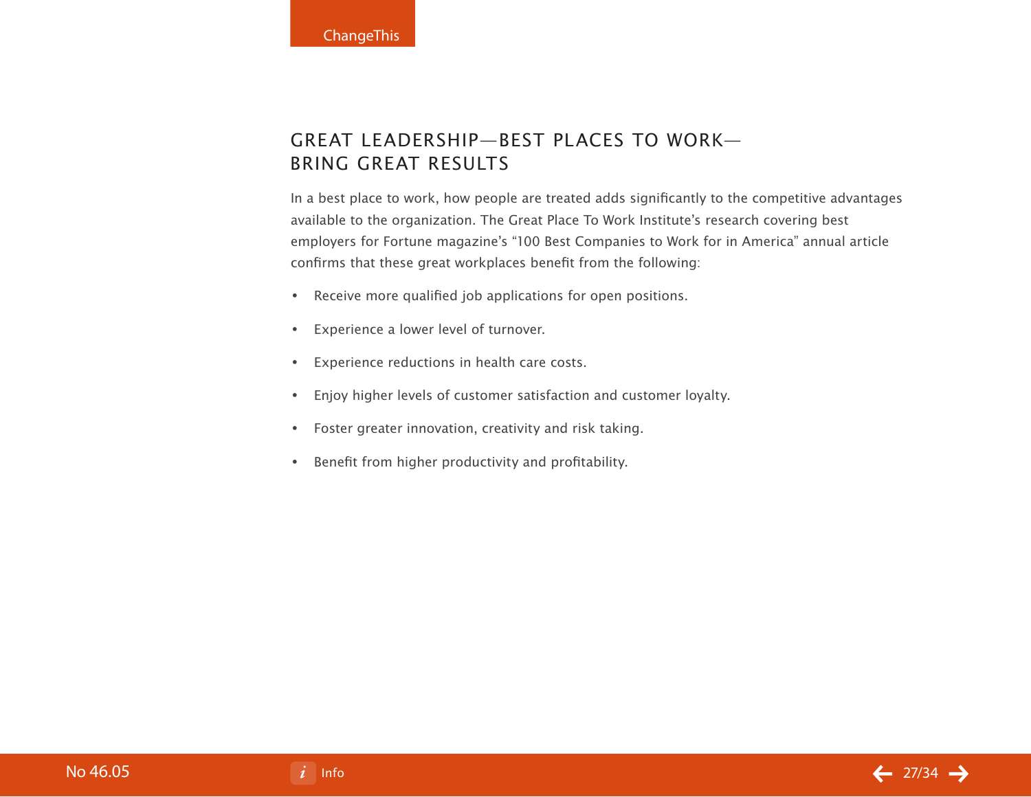## GREAT LEADERSHIP—BEST PLACES TO WORK—BRING GREAT RESULTS

In a best place to work, how people are treated adds significantly to the competitive advantages available to the organization. The Great Place To Work Institute's research covering best employers for Fortune magazine's "100 Best Companies to Work for in America" annual article confirms that these great workplaces benefit from the following:

- Receive more qualified job applications for open positions.
- Experience a lower level of turnover.
- Experience reductions in health care costs.
- Enjoy higher levels of customer satisfaction and customer loyalty.
- Foster greater innovation, creativity and risk taking.
- Benefit from higher productivity and profitability.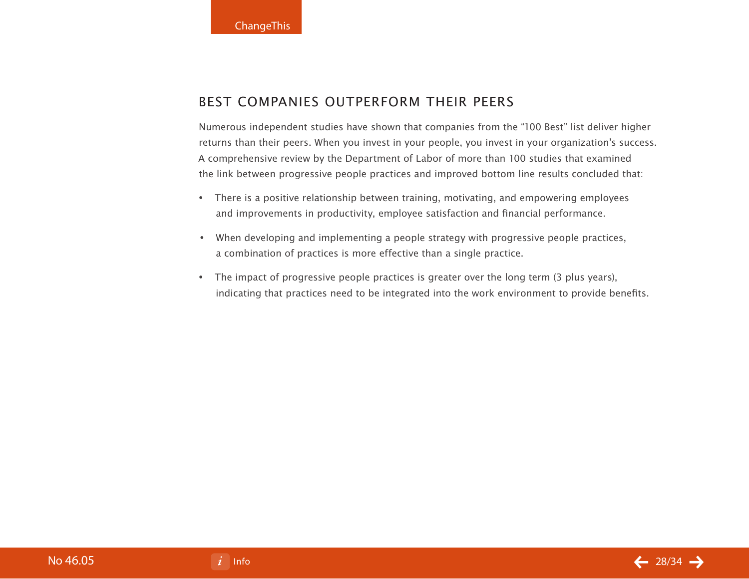## BEST COMPANIES OUTPERFORM THEIR PEERS

Numerous independent studies have shown that companies from the "100 Best" list deliver higher returns than their peers. When you invest in your people, you invest in your organization's success. A comprehensive review by the Department of Labor of more than 100 studies that examined the link between progressive people practices and improved bottom line results concluded that:

- There is a positive relationship between training, motivating, and empowering employees and improvements in productivity, employee satisfaction and financial performance.
- When developing and implementing a people strategy with progressive people practices, a combination of practices is more effective than a single practice.
- The impact of progressive people practices is greater over the long term (3 plus years), indicating that practices need to be integrated into the work environment to provide benefits.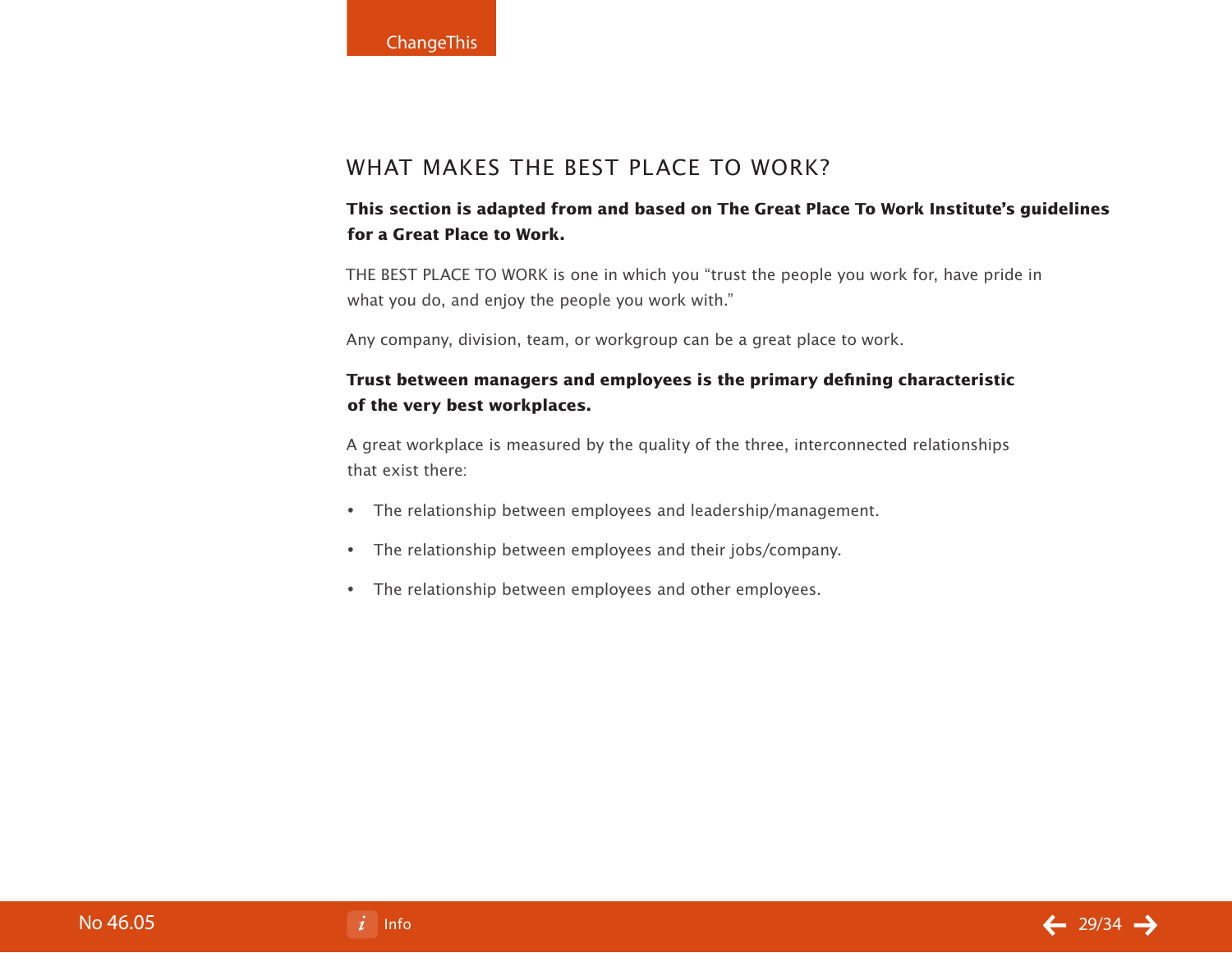## WHAT MAKES THE BEST PLACE TO WORK?

**This section is adapted from and based on The Great Place To Work Institute's guidelines for a Great Place to Work.**

THE BEST PLACE TO WORK is one in which you "trust the people you work for, have pride in what you do, and enjoy the people you work with."

Any company, division, team, or workgroup can be a great place to work.

**Trust between managers and employees is the primary defining characteristic of the very best workplaces.**

A great workplace is measured by the quality of the three, interconnected relationships that exist there:

- The relationship between employees and leadership/management.
- The relationship between employees and their jobs/company.
- The relationship between employees and other employees.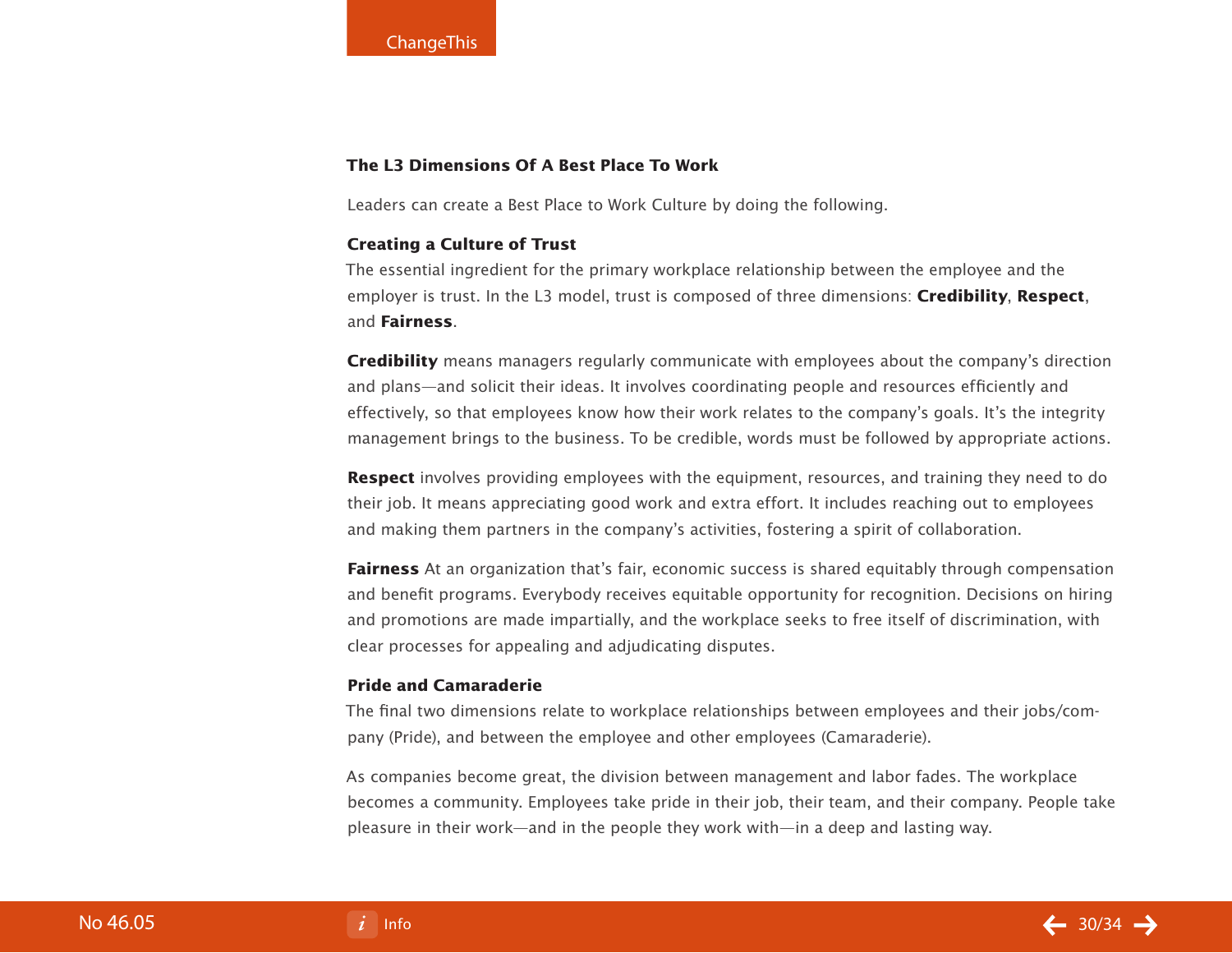## The L3 Dimensions Of A Best Place To Work

Leaders can create a Best Place to Work Culture by doing the following.

### Creating a Culture of Trust

The essential ingredient for the primary workplace relationship between the employee and the employer is trust. In the L3 model, trust is composed of three dimensions: **Credibility**, **Respect**, and **Fairness**.

**Credibility** means managers regularly communicate with employees about the company's direction and plans—and solicit their ideas. It involves coordinating people and resources efficiently and effectively, so that employees know how their work relates to the company's goals. It's the integrity management brings to the business. To be credible, words must be followed by appropriate actions.

**Respect** involves providing employees with the equipment, resources, and training they need to do their job. It means appreciating good work and extra effort. It includes reaching out to employees and making them partners in the company's activities, fostering a spirit of collaboration.

**Fairness** At an organization that's fair, economic success is shared equitably through compensation and benefit programs. Everybody receives equitable opportunity for recognition. Decisions on hiring and promotions are made impartially, and the workplace seeks to free itself of discrimination, with clear processes for appealing and adjudicating disputes.

### Pride and Camaraderie

The final two dimensions relate to workplace relationships between employees and their jobs/company (Pride), and between the employee and other employees (Camaraderie).

As companies become great, the division between management and labor fades. The workplace becomes a community. Employees take pride in their job, their team, and their company. People take pleasure in their work—and in the people they work with—in a deep and lasting way.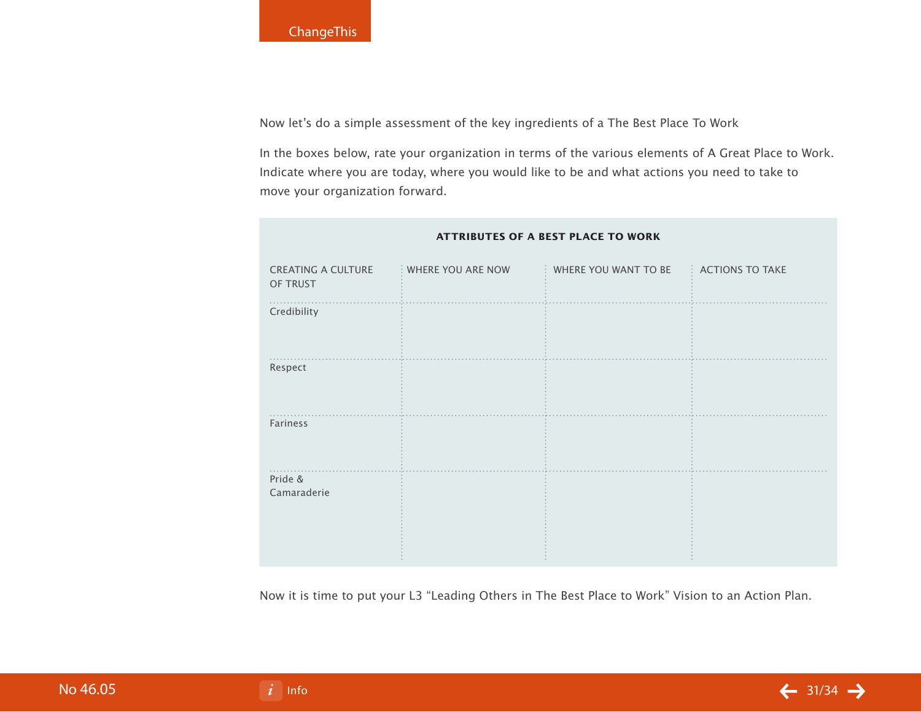Now let's do a simple assessment of the key ingredients of a The Best Place To Work

In the boxes below, rate your organization in terms of the various elements of A Great Place to Work. Indicate where you are today, where you would like to be and what actions you need to take to move your organization forward.

**ATTRIBUTES OF A BEST PLACE TO WORK**

| CREATING A CULTURE OF TRUST | WHERE YOU ARE NOW | WHERE YOU WANT TO BE | ACTIONS TO TAKE |
|---|---|---|---|
| Credibility | | | |
| Respect | | | |
| Fariness | | | |
| Pride & Camaraderie | | | |

Now it is time to put your L3 "Leading Others in The Best Place to Work" Vision to an Action Plan.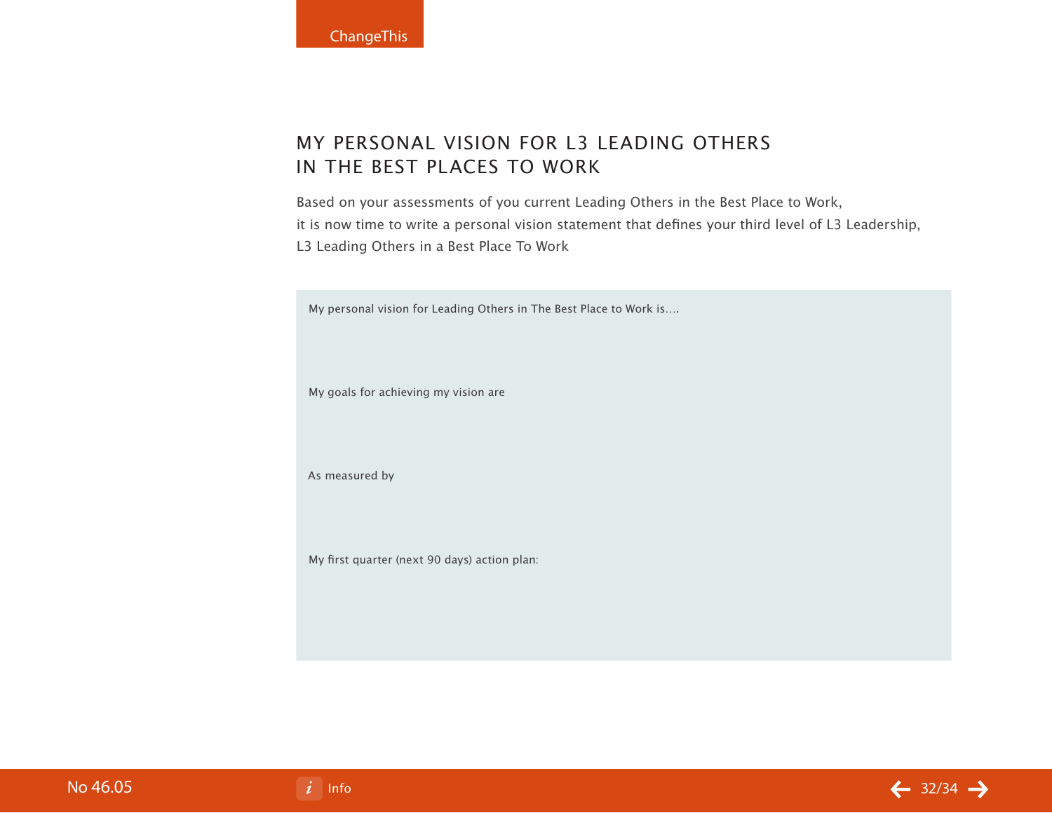## MY PERSONAL VISION FOR L3 LEADING OTHERS IN THE BEST PLACES TO WORK

Based on your assessments of you current Leading Others in the Best Place to Work, it is now time to write a personal vision statement that defines your third level of L3 Leadership, L3 Leading Others in a Best Place To Work

My personal vision for Leading Others in The Best Place to Work is....

My goals for achieving my vision are

As measured by

My first quarter (next 90 days) action plan: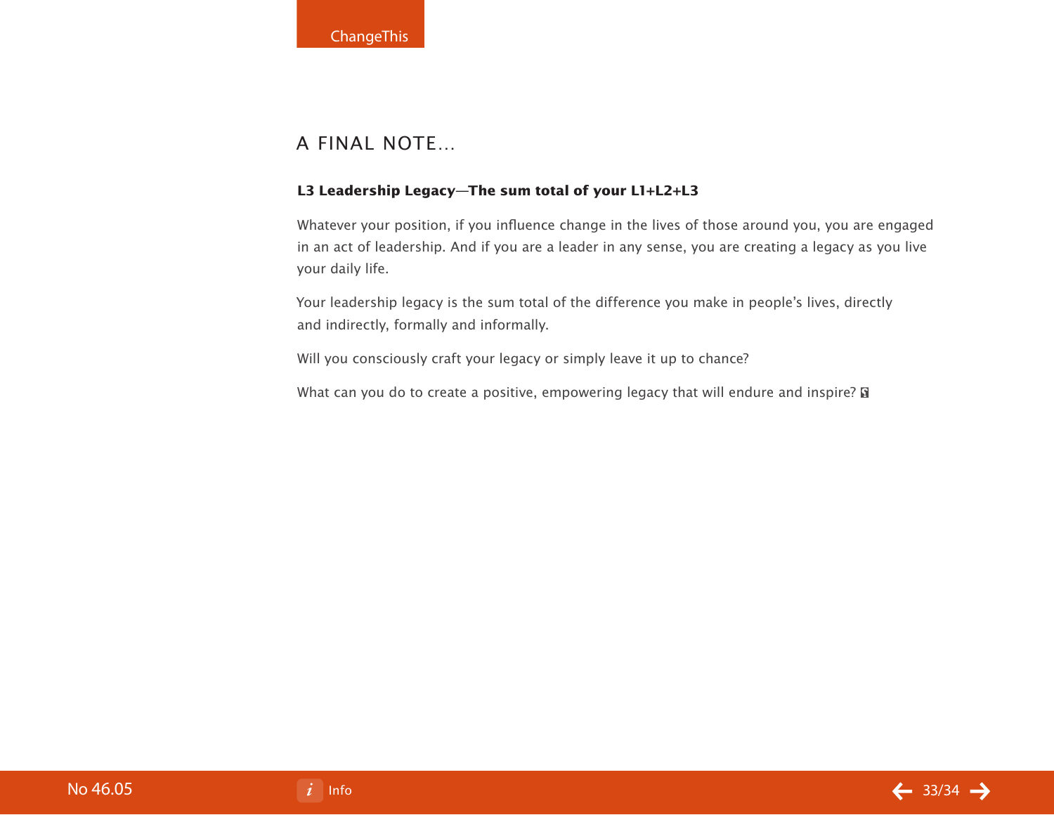## A FINAL NOTE...

**L3 Leadership Legacy—The sum total of your L1+L2+L3**

Whatever your position, if you influence change in the lives of those around you, you are engaged in an act of leadership. And if you are a leader in any sense, you are creating a legacy as you live your daily life.

Your leadership legacy is the sum total of the difference you make in people's lives, directly and indirectly, formally and informally.

Will you consciously craft your legacy or simply leave it up to chance?

What can you do to create a positive, empowering legacy that will endure and inspire?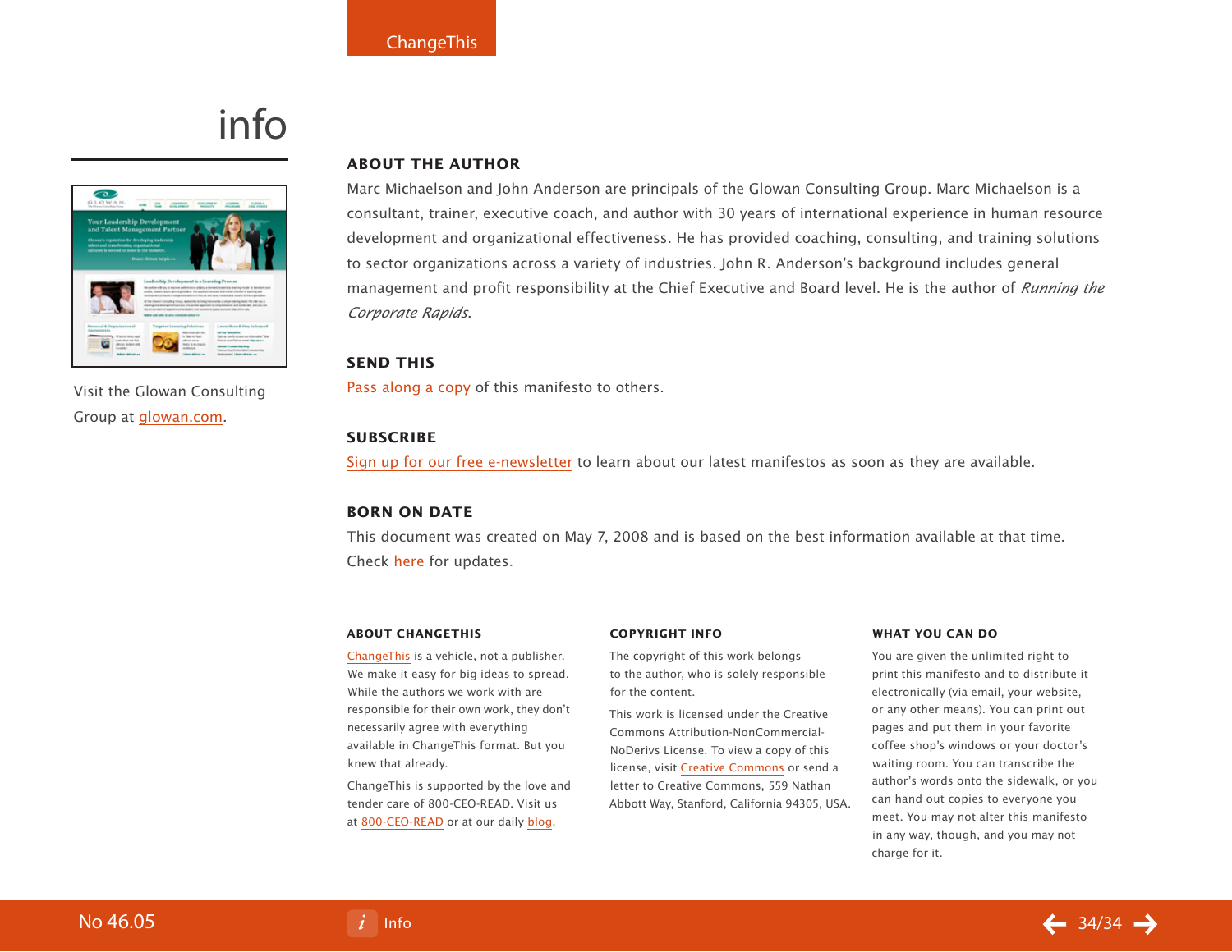# info

Visit the Glowan Consulting Group at glowan.com.

## ABOUT THE AUTHOR

Marc Michaelson and John Anderson are principals of the Glowan Consulting Group. Marc Michaelson is a consultant, trainer, executive coach, and author with 30 years of international experience in human resource development and organizational effectiveness. He has provided coaching, consulting, and training solutions to sector organizations across a variety of industries. John R. Anderson's background includes general management and profit responsibility at the Chief Executive and Board level. He is the author of *Running the Corporate Rapids*.

## SEND THIS

Pass along a copy of this manifesto to others.

## SUBSCRIBE

Sign up for our free e-newsletter to learn about our latest manifestos as soon as they are available.

## BORN ON DATE

This document was created on May 7, 2008 and is based on the best information available at that time. Check here for updates.

### ABOUT CHANGETHIS

ChangeThis is a vehicle, not a publisher. We make it easy for big ideas to spread. While the authors we work with are responsible for their own work, they don't necessarily agree with everything available in ChangeThis format. But you knew that already.

ChangeThis is supported by the love and tender care of 800-CEO-READ. Visit us at 800-CEO-READ or at our daily blog.

### COPYRIGHT INFO

The copyright of this work belongs to the author, who is solely responsible for the content.

This work is licensed under the Creative Commons Attribution-NonCommercial-NoDerivs License. To view a copy of this license, visit Creative Commons or send a letter to Creative Commons, 559 Nathan Abbott Way, Stanford, California 94305, USA.

### WHAT YOU CAN DO

You are given the unlimited right to print this manifesto and to distribute it electronically (via email, your website, or any other means). You can print out pages and put them in your favorite coffee shop's windows or your doctor's waiting room. You can transcribe the author's words onto the sidewalk, or you can hand out copies to everyone you meet. You may not alter this manifesto in any way, though, and you may not charge for it.